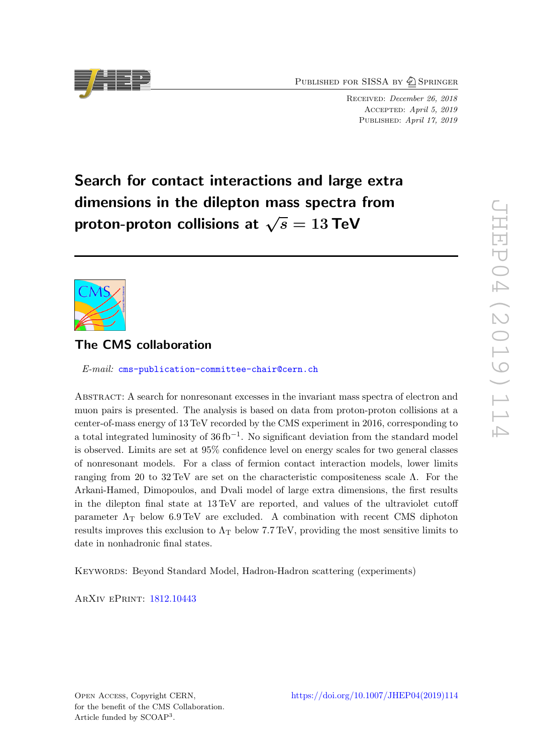Published for SISSA by Springer

Received: *December 26, 2018*
Accepted: *April 5, 2019*
Published: *April 17, 2019*

# Search for contact interactions and large extra dimensions in the dilepton mass spectra from proton-proton collisions at $\sqrt{s} = 13$ TeV

## The CMS collaboration

*E-mail:* cms-publication-committee-chair@cern.ch

Abstract: A search for nonresonant excesses in the invariant mass spectra of electron and muon pairs is presented. The analysis is based on data from proton-proton collisions at a center-of-mass energy of 13 TeV recorded by the CMS experiment in 2016, corresponding to a total integrated luminosity of 36 fb$^{-1}$. No significant deviation from the standard model is observed. Limits are set at 95% confidence level on energy scales for two general classes of nonresonant models. For a class of fermion contact interaction models, lower limits ranging from 20 to 32 TeV are set on the characteristic compositeness scale $\Lambda$. For the Arkani-Hamed, Dimopoulos, and Dvali model of large extra dimensions, the first results in the dilepton final state at 13 TeV are reported, and values of the ultraviolet cutoff parameter $\Lambda_{\mathrm{T}}$ below 6.9 TeV are excluded. A combination with recent CMS diphoton results improves this exclusion to $\Lambda_{\mathrm{T}}$ below 7.7 TeV, providing the most sensitive limits to date in nonhadronic final states.

Keywords: Beyond Standard Model, Hadron-Hadron scattering (experiments)

ArXiv ePrint: 1812.10443

Open Access, Copyright CERN, for the benefit of the CMS Collaboration. Article funded by SCOAP[3].

https://doi.org/10.1007/JHEP04(2019)114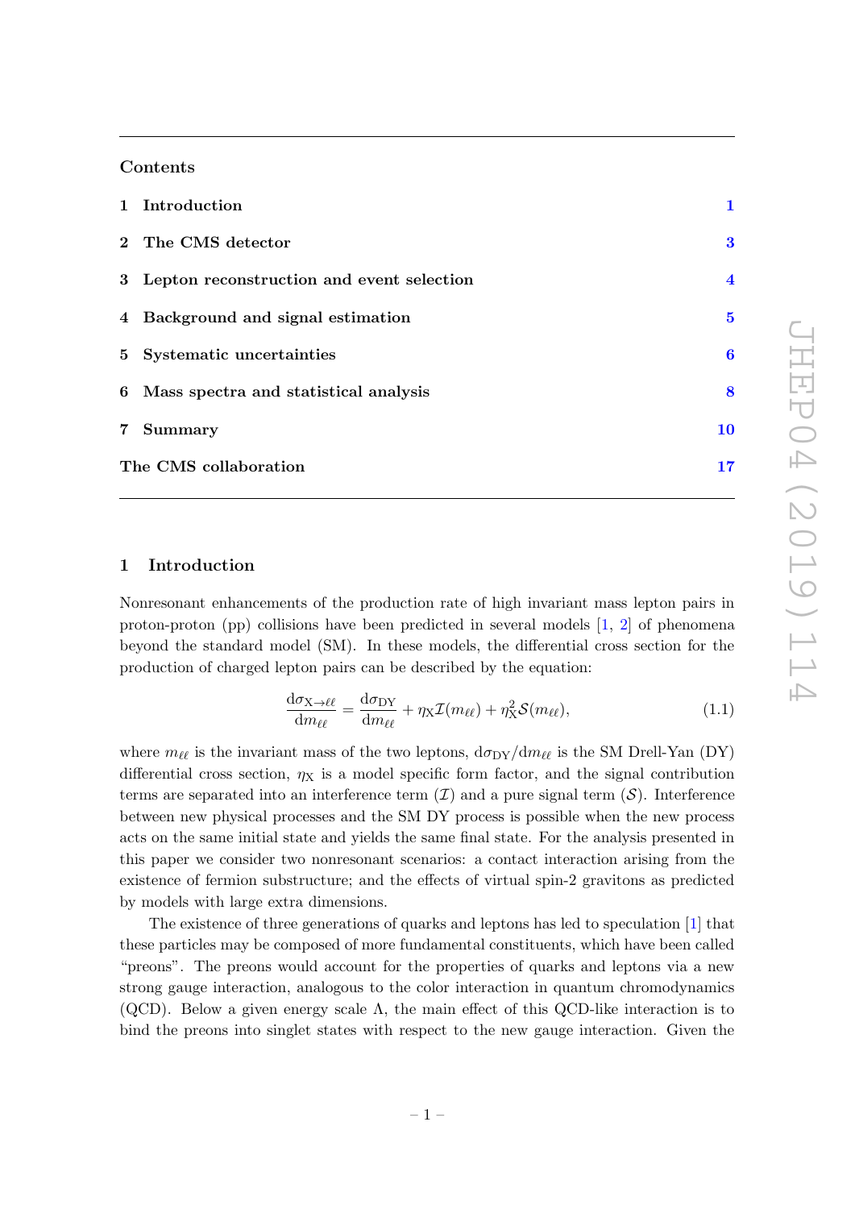## Contents

| | | |
|---|---|---|
| 1 | Introduction | 1 |
| 2 | The CMS detector | 3 |
| 3 | Lepton reconstruction and event selection | 4 |
| 4 | Background and signal estimation | 5 |
| 5 | Systematic uncertainties | 6 |
| 6 | Mass spectra and statistical analysis | 8 |
| 7 | Summary | 10 |
| | The CMS collaboration | 17 |

## 1 Introduction

Nonresonant enhancements of the production rate of high invariant mass lepton pairs in proton-proton (pp) collisions have been predicted in several models [1, 2] of phenomena beyond the standard model (SM). In these models, the differential cross section for the production of charged lepton pairs can be described by the equation:

$$\frac{\mathrm{d}\sigma_{\mathrm{X}\to\ell\ell}}{\mathrm{d}m_{\ell\ell}} = \frac{\mathrm{d}\sigma_{\mathrm{DY}}}{\mathrm{d}m_{\ell\ell}} + \eta_{\mathrm{X}}\mathcal{I}(m_{\ell\ell}) + \eta_{\mathrm{X}}^2\mathcal{S}(m_{\ell\ell}), \tag{1.1}$$

where $m_{\ell\ell}$ is the invariant mass of the two leptons, $\mathrm{d}\sigma_{\mathrm{DY}}/\mathrm{d}m_{\ell\ell}$ is the SM Drell-Yan (DY) differential cross section, $\eta_{\mathrm{X}}$ is a model specific form factor, and the signal contribution terms are separated into an interference term ($\mathcal{I}$) and a pure signal term ($\mathcal{S}$). Interference between new physical processes and the SM DY process is possible when the new process acts on the same initial state and yields the same final state. For the analysis presented in this paper we consider two nonresonant scenarios: a contact interaction arising from the existence of fermion substructure; and the effects of virtual spin-2 gravitons as predicted by models with large extra dimensions.

The existence of three generations of quarks and leptons has led to speculation [1] that these particles may be composed of more fundamental constituents, which have been called "preons". The preons would account for the properties of quarks and leptons via a new strong gauge interaction, analogous to the color interaction in quantum chromodynamics (QCD). Below a given energy scale $\Lambda$, the main effect of this QCD-like interaction is to bind the preons into singlet states with respect to the new gauge interaction. Given the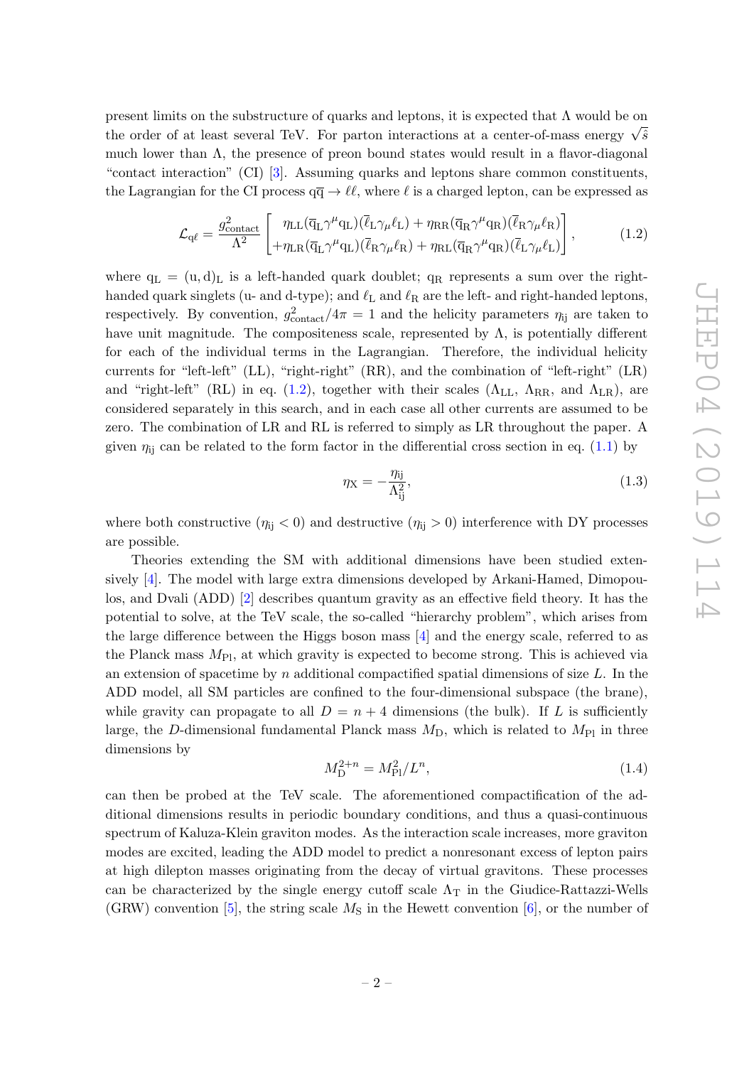present limits on the substructure of quarks and leptons, it is expected that $\Lambda$ would be on the order of at least several TeV. For parton interactions at a center-of-mass energy $\sqrt{\hat{s}}$ much lower than $\Lambda$, the presence of preon bound states would result in a flavor-diagonal "contact interaction" (CI) [3]. Assuming quarks and leptons share common constituents, the Lagrangian for the CI process $\mathrm{q}\overline{\mathrm{q}} \to \ell\ell$, where $\ell$ is a charged lepton, can be expressed as

$$\mathcal{L}_{\mathrm{q}\ell} = \frac{g^2_{\mathrm{contact}}}{\Lambda^2} \left[ \begin{array}{l} \eta_{\mathrm{LL}}(\overline{\mathrm{q}}_{\mathrm{L}}\gamma^\mu \mathrm{q}_{\mathrm{L}})(\overline{\ell}_{\mathrm{L}}\gamma_\mu \ell_{\mathrm{L}}) + \eta_{\mathrm{RR}}(\overline{\mathrm{q}}_{\mathrm{R}}\gamma^\mu \mathrm{q}_{\mathrm{R}})(\overline{\ell}_{\mathrm{R}}\gamma_\mu \ell_{\mathrm{R}}) \\ + \eta_{\mathrm{LR}}(\overline{\mathrm{q}}_{\mathrm{L}}\gamma^\mu \mathrm{q}_{\mathrm{L}})(\overline{\ell}_{\mathrm{R}}\gamma_\mu \ell_{\mathrm{R}}) + \eta_{\mathrm{RL}}(\overline{\mathrm{q}}_{\mathrm{R}}\gamma^\mu \mathrm{q}_{\mathrm{R}})(\overline{\ell}_{\mathrm{L}}\gamma_\mu \ell_{\mathrm{L}}) \end{array} \right], \tag{1.2}$$

where $\mathrm{q}_{\mathrm{L}} = (\mathrm{u}, \mathrm{d})_{\mathrm{L}}$ is a left-handed quark doublet; $\mathrm{q}_{\mathrm{R}}$ represents a sum over the right-handed quark singlets (u- and d-type); and $\ell_{\mathrm{L}}$ and $\ell_{\mathrm{R}}$ are the left- and right-handed leptons, respectively. By convention, $g^2_{\mathrm{contact}}/4\pi = 1$ and the helicity parameters $\eta_{\mathrm{ij}}$ are taken to have unit magnitude. The compositeness scale, represented by $\Lambda$, is potentially different for each of the individual terms in the Lagrangian. Therefore, the individual helicity currents for "left-left" (LL), "right-right" (RR), and the combination of "left-right" (LR) and "right-left" (RL) in eq. (1.2), together with their scales ($\Lambda_{\mathrm{LL}}$, $\Lambda_{\mathrm{RR}}$, and $\Lambda_{\mathrm{LR}}$), are considered separately in this search, and in each case all other currents are assumed to be zero. The combination of LR and RL is referred to simply as LR throughout the paper. A given $\eta_{\mathrm{ij}}$ can be related to the form factor in the differential cross section in eq. (1.1) by

$$\eta_{\mathrm{X}} = -\frac{\eta_{\mathrm{ij}}}{\Lambda^2_{\mathrm{ij}}}, \tag{1.3}$$

where both constructive ($\eta_{\mathrm{ij}} < 0$) and destructive ($\eta_{\mathrm{ij}} > 0$) interference with DY processes are possible.

Theories extending the SM with additional dimensions have been studied extensively [4]. The model with large extra dimensions developed by Arkani-Hamed, Dimopoulos, and Dvali (ADD) [2] describes quantum gravity as an effective field theory. It has the potential to solve, at the TeV scale, the so-called "hierarchy problem", which arises from the large difference between the Higgs boson mass [4] and the energy scale, referred to as the Planck mass $M_{\mathrm{Pl}}$, at which gravity is expected to become strong. This is achieved via an extension of spacetime by $n$ additional compactified spatial dimensions of size $L$. In the ADD model, all SM particles are confined to the four-dimensional subspace (the brane), while gravity can propagate to all $D = n + 4$ dimensions (the bulk). If $L$ is sufficiently large, the $D$-dimensional fundamental Planck mass $M_{\mathrm{D}}$, which is related to $M_{\mathrm{Pl}}$ in three dimensions by

$$M_{\mathrm{D}}^{2+n} = M_{\mathrm{Pl}}^2/L^n, \tag{1.4}$$

can then be probed at the TeV scale. The aforementioned compactification of the additional dimensions results in periodic boundary conditions, and thus a quasi-continuous spectrum of Kaluza-Klein graviton modes. As the interaction scale increases, more graviton modes are excited, leading the ADD model to predict a nonresonant excess of lepton pairs at high dilepton masses originating from the decay of virtual gravitons. These processes can be characterized by the single energy cutoff scale $\Lambda_{\mathrm{T}}$ in the Giudice-Rattazzi-Wells (GRW) convention [5], the string scale $M_{\mathrm{S}}$ in the Hewett convention [6], or the number of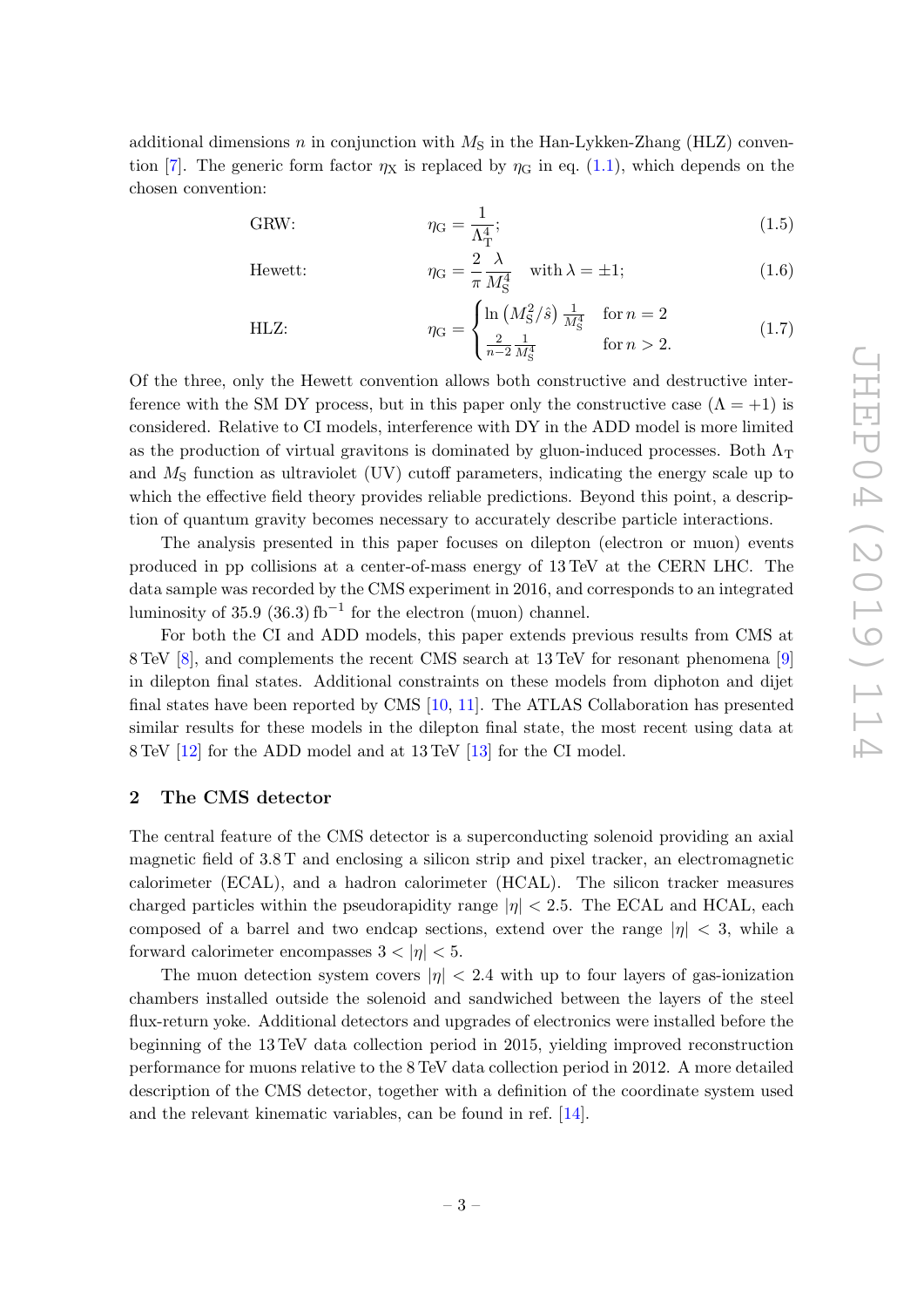additional dimensions $n$ in conjunction with $M_\mathrm{S}$ in the Han-Lykken-Zhang (HLZ) convention [7]. The generic form factor $\eta_\mathrm{X}$ is replaced by $\eta_\mathrm{G}$ in eq. (1.1), which depends on the chosen convention:

$$\text{GRW:} \qquad \eta_\mathrm{G} = \frac{1}{\Lambda_\mathrm{T}^4}; \tag{1.5}$$

$$\text{Hewett:} \qquad \eta_\mathrm{G} = \frac{2}{\pi}\frac{\lambda}{M_\mathrm{S}^4} \quad \text{with } \lambda = \pm 1; \tag{1.6}$$

$$\text{HLZ:} \qquad \eta_\mathrm{G} = \begin{cases} \ln\left(M_\mathrm{S}^2/\hat{s}\right)\frac{1}{M_\mathrm{S}^4} & \text{for } n = 2 \\ \frac{2}{n-2}\frac{1}{M_\mathrm{S}^4} & \text{for } n > 2. \end{cases} \tag{1.7}$$

Of the three, only the Hewett convention allows both constructive and destructive interference with the SM DY process, but in this paper only the constructive case ($\Lambda = +1$) is considered. Relative to CI models, interference with DY in the ADD model is more limited as the production of virtual gravitons is dominated by gluon-induced processes. Both $\Lambda_\mathrm{T}$ and $M_\mathrm{S}$ function as ultraviolet (UV) cutoff parameters, indicating the energy scale up to which the effective field theory provides reliable predictions. Beyond this point, a description of quantum gravity becomes necessary to accurately describe particle interactions.

The analysis presented in this paper focuses on dilepton (electron or muon) events produced in pp collisions at a center-of-mass energy of 13 TeV at the CERN LHC. The data sample was recorded by the CMS experiment in 2016, and corresponds to an integrated luminosity of 35.9 (36.3) $\mathrm{fb}^{-1}$ for the electron (muon) channel.

For both the CI and ADD models, this paper extends previous results from CMS at 8 TeV [8], and complements the recent CMS search at 13 TeV for resonant phenomena [9] in dilepton final states. Additional constraints on these models from diphoton and dijet final states have been reported by CMS [10, 11]. The ATLAS Collaboration has presented similar results for these models in the dilepton final state, the most recent using data at 8 TeV [12] for the ADD model and at 13 TeV [13] for the CI model.

## 2 The CMS detector

The central feature of the CMS detector is a superconducting solenoid providing an axial magnetic field of 3.8 T and enclosing a silicon strip and pixel tracker, an electromagnetic calorimeter (ECAL), and a hadron calorimeter (HCAL). The silicon tracker measures charged particles within the pseudorapidity range $|\eta| < 2.5$. The ECAL and HCAL, each composed of a barrel and two endcap sections, extend over the range $|\eta| < 3$, while a forward calorimeter encompasses $3 < |\eta| < 5$.

The muon detection system covers $|\eta| < 2.4$ with up to four layers of gas-ionization chambers installed outside the solenoid and sandwiched between the layers of the steel flux-return yoke. Additional detectors and upgrades of electronics were installed before the beginning of the 13 TeV data collection period in 2015, yielding improved reconstruction performance for muons relative to the 8 TeV data collection period in 2012. A more detailed description of the CMS detector, together with a definition of the coordinate system used and the relevant kinematic variables, can be found in ref. [14].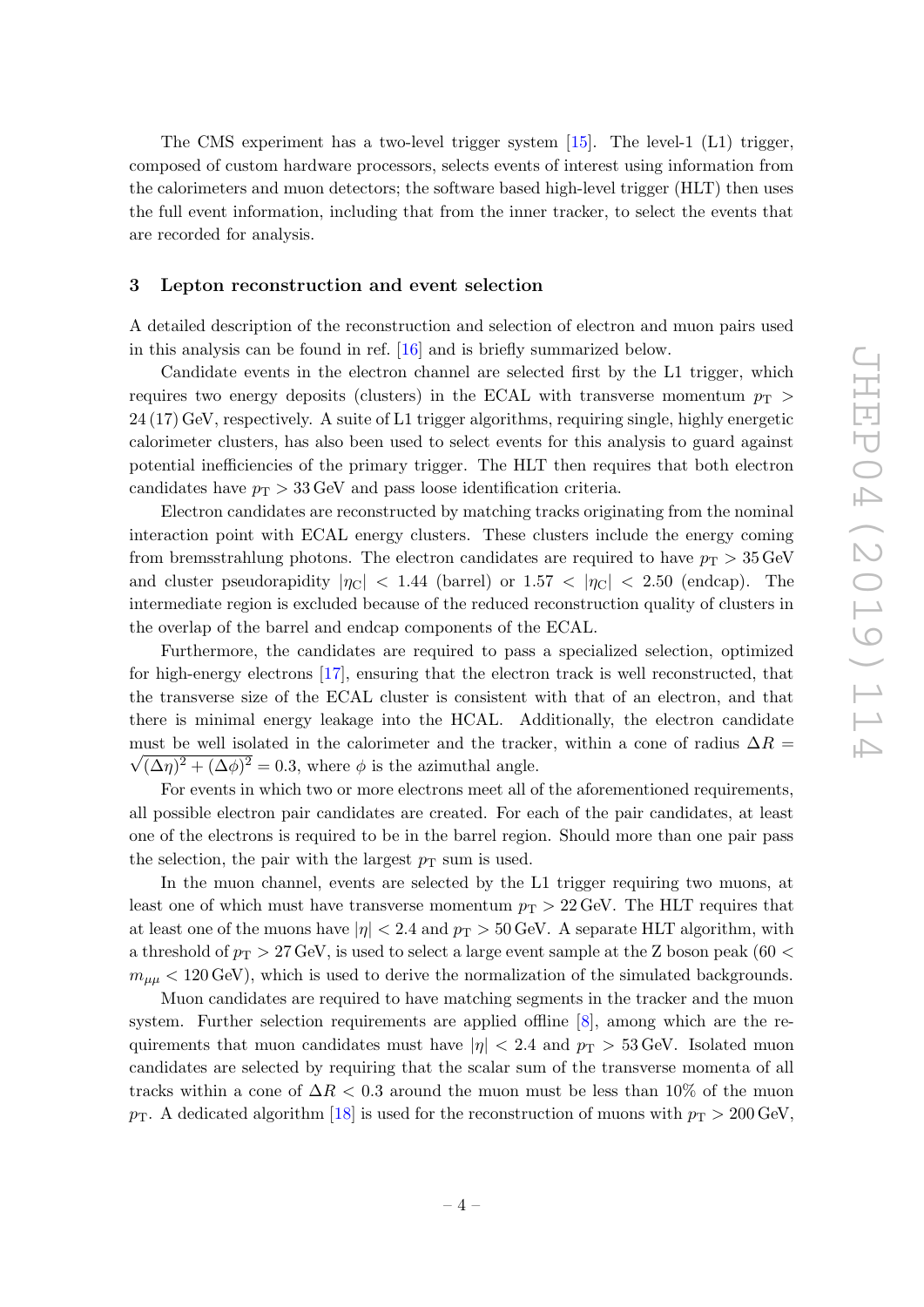The CMS experiment has a two-level trigger system [15]. The level-1 (L1) trigger, composed of custom hardware processors, selects events of interest using information from the calorimeters and muon detectors; the software based high-level trigger (HLT) then uses the full event information, including that from the inner tracker, to select the events that are recorded for analysis.

## 3 Lepton reconstruction and event selection

A detailed description of the reconstruction and selection of electron and muon pairs used in this analysis can be found in ref. [16] and is briefly summarized below.

Candidate events in the electron channel are selected first by the L1 trigger, which requires two energy deposits (clusters) in the ECAL with transverse momentum $p_{\mathrm{T}} > 24\,(17)\,\mathrm{GeV}$, respectively. A suite of L1 trigger algorithms, requiring single, highly energetic calorimeter clusters, has also been used to select events for this analysis to guard against potential inefficiencies of the primary trigger. The HLT then requires that both electron candidates have $p_{\mathrm{T}} > 33\,\mathrm{GeV}$ and pass loose identification criteria.

Electron candidates are reconstructed by matching tracks originating from the nominal interaction point with ECAL energy clusters. These clusters include the energy coming from bremsstrahlung photons. The electron candidates are required to have $p_{\mathrm{T}} > 35\,\mathrm{GeV}$ and cluster pseudorapidity $|\eta_{\mathrm{C}}| < 1.44$ (barrel) or $1.57 < |\eta_{\mathrm{C}}| < 2.50$ (endcap). The intermediate region is excluded because of the reduced reconstruction quality of clusters in the overlap of the barrel and endcap components of the ECAL.

Furthermore, the candidates are required to pass a specialized selection, optimized for high-energy electrons [17], ensuring that the electron track is well reconstructed, that the transverse size of the ECAL cluster is consistent with that of an electron, and that there is minimal energy leakage into the HCAL. Additionally, the electron candidate must be well isolated in the calorimeter and the tracker, within a cone of radius $\Delta R = \sqrt{(\Delta\eta)^2 + (\Delta\phi)^2} = 0.3$, where $\phi$ is the azimuthal angle.

For events in which two or more electrons meet all of the aforementioned requirements, all possible electron pair candidates are created. For each of the pair candidates, at least one of the electrons is required to be in the barrel region. Should more than one pair pass the selection, the pair with the largest $p_{\mathrm{T}}$ sum is used.

In the muon channel, events are selected by the L1 trigger requiring two muons, at least one of which must have transverse momentum $p_{\mathrm{T}} > 22\,\mathrm{GeV}$. The HLT requires that at least one of the muons have $|\eta| < 2.4$ and $p_{\mathrm{T}} > 50\,\mathrm{GeV}$. A separate HLT algorithm, with a threshold of $p_{\mathrm{T}} > 27\,\mathrm{GeV}$, is used to select a large event sample at the Z boson peak ($60 < m_{\mu\mu} < 120\,\mathrm{GeV}$), which is used to derive the normalization of the simulated backgrounds.

Muon candidates are required to have matching segments in the tracker and the muon system. Further selection requirements are applied offline [8], among which are the requirements that muon candidates must have $|\eta| < 2.4$ and $p_{\mathrm{T}} > 53\,\mathrm{GeV}$. Isolated muon candidates are selected by requiring that the scalar sum of the transverse momenta of all tracks within a cone of $\Delta R < 0.3$ around the muon must be less than 10% of the muon $p_{\mathrm{T}}$. A dedicated algorithm [18] is used for the reconstruction of muons with $p_{\mathrm{T}} > 200\,\mathrm{GeV}$,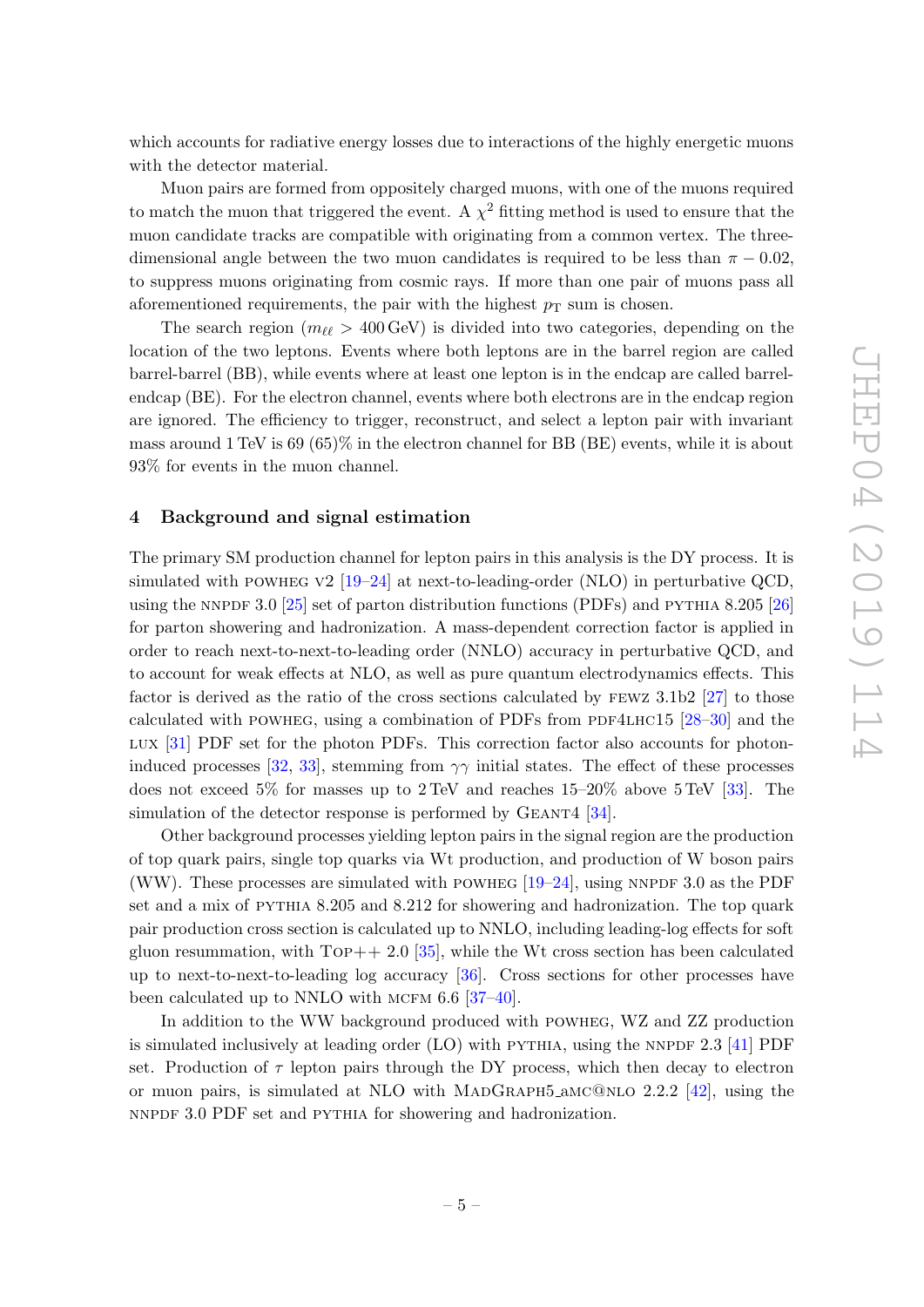which accounts for radiative energy losses due to interactions of the highly energetic muons with the detector material.

Muon pairs are formed from oppositely charged muons, with one of the muons required to match the muon that triggered the event. A $\chi^2$ fitting method is used to ensure that the muon candidate tracks are compatible with originating from a common vertex. The three-dimensional angle between the two muon candidates is required to be less than $\pi - 0.02$, to suppress muons originating from cosmic rays. If more than one pair of muons pass all aforementioned requirements, the pair with the highest $p_{\mathrm{T}}$ sum is chosen.

The search region ($m_{\ell\ell} > 400\,\mathrm{GeV}$) is divided into two categories, depending on the location of the two leptons. Events where both leptons are in the barrel region are called barrel-barrel (BB), while events where at least one lepton is in the endcap are called barrel-endcap (BE). For the electron channel, events where both electrons are in the endcap region are ignored. The efficiency to trigger, reconstruct, and select a lepton pair with invariant mass around 1 TeV is 69 (65)% in the electron channel for BB (BE) events, while it is about 93% for events in the muon channel.

## 4 Background and signal estimation

The primary SM production channel for lepton pairs in this analysis is the DY process. It is simulated with POWHEG v2 [19–24] at next-to-leading-order (NLO) in perturbative QCD, using the NNPDF 3.0 [25] set of parton distribution functions (PDFs) and PYTHIA 8.205 [26] for parton showering and hadronization. A mass-dependent correction factor is applied in order to reach next-to-next-to-leading order (NNLO) accuracy in perturbative QCD, and to account for weak effects at NLO, as well as pure quantum electrodynamics effects. This factor is derived as the ratio of the cross sections calculated by FEWZ 3.1b2 [27] to those calculated with POWHEG, using a combination of PDFs from PDF4LHC15 [28–30] and the LUX [31] PDF set for the photon PDFs. This correction factor also accounts for photon-induced processes [32, 33], stemming from $\gamma\gamma$ initial states. The effect of these processes does not exceed 5% for masses up to 2 TeV and reaches 15–20% above 5 TeV [33]. The simulation of the detector response is performed by GEANT4 [34].

Other background processes yielding lepton pairs in the signal region are the production of top quark pairs, single top quarks via Wt production, and production of W boson pairs (WW). These processes are simulated with POWHEG [19–24], using NNPDF 3.0 as the PDF set and a mix of PYTHIA 8.205 and 8.212 for showering and hadronization. The top quark pair production cross section is calculated up to NNLO, including leading-log effects for soft gluon resummation, with TOP++ 2.0 [35], while the Wt cross section has been calculated up to next-to-next-to-leading log accuracy [36]. Cross sections for other processes have been calculated up to NNLO with MCFM 6.6 [37–40].

In addition to the WW background produced with POWHEG, WZ and ZZ production is simulated inclusively at leading order (LO) with PYTHIA, using the NNPDF 2.3 [41] PDF set. Production of $\tau$ lepton pairs through the DY process, which then decay to electron or muon pairs, is simulated at NLO with MADGRAPH5_aMC@NLO 2.2.2 [42], using the NNPDF 3.0 PDF set and PYTHIA for showering and hadronization.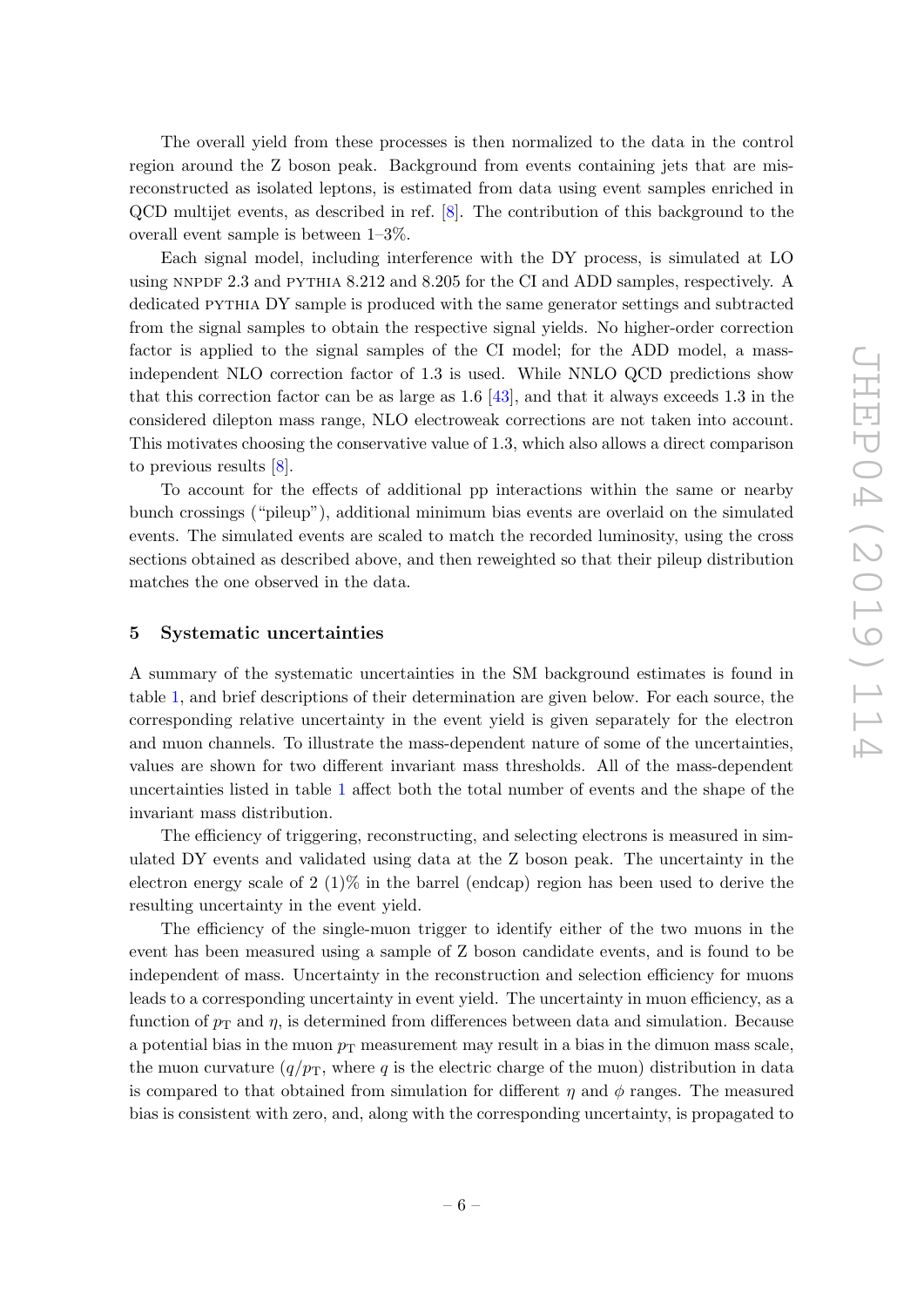The overall yield from these processes is then normalized to the data in the control region around the Z boson peak. Background from events containing jets that are misreconstructed as isolated leptons, is estimated from data using event samples enriched in QCD multijet events, as described in ref. [8]. The contribution of this background to the overall event sample is between 1–3%.

Each signal model, including interference with the DY process, is simulated at LO using NNPDF 2.3 and PYTHIA 8.212 and 8.205 for the CI and ADD samples, respectively. A dedicated PYTHIA DY sample is produced with the same generator settings and subtracted from the signal samples to obtain the respective signal yields. No higher-order correction factor is applied to the signal samples of the CI model; for the ADD model, a mass-independent NLO correction factor of 1.3 is used. While NNLO QCD predictions show that this correction factor can be as large as 1.6 [43], and that it always exceeds 1.3 in the considered dilepton mass range, NLO electroweak corrections are not taken into account. This motivates choosing the conservative value of 1.3, which also allows a direct comparison to previous results [8].

To account for the effects of additional pp interactions within the same or nearby bunch crossings ("pileup"), additional minimum bias events are overlaid on the simulated events. The simulated events are scaled to match the recorded luminosity, using the cross sections obtained as described above, and then reweighted so that their pileup distribution matches the one observed in the data.

## 5 Systematic uncertainties

A summary of the systematic uncertainties in the SM background estimates is found in table 1, and brief descriptions of their determination are given below. For each source, the corresponding relative uncertainty in the event yield is given separately for the electron and muon channels. To illustrate the mass-dependent nature of some of the uncertainties, values are shown for two different invariant mass thresholds. All of the mass-dependent uncertainties listed in table 1 affect both the total number of events and the shape of the invariant mass distribution.

The efficiency of triggering, reconstructing, and selecting electrons is measured in simulated DY events and validated using data at the Z boson peak. The uncertainty in the electron energy scale of 2 (1)% in the barrel (endcap) region has been used to derive the resulting uncertainty in the event yield.

The efficiency of the single-muon trigger to identify either of the two muons in the event has been measured using a sample of Z boson candidate events, and is found to be independent of mass. Uncertainty in the reconstruction and selection efficiency for muons leads to a corresponding uncertainty in event yield. The uncertainty in muon efficiency, as a function of $p_{\mathrm{T}}$ and $\eta$, is determined from differences between data and simulation. Because a potential bias in the muon $p_{\mathrm{T}}$ measurement may result in a bias in the dimuon mass scale, the muon curvature ($q/p_{\mathrm{T}}$, where $q$ is the electric charge of the muon) distribution in data is compared to that obtained from simulation for different $\eta$ and $\phi$ ranges. The measured bias is consistent with zero, and, along with the corresponding uncertainty, is propagated to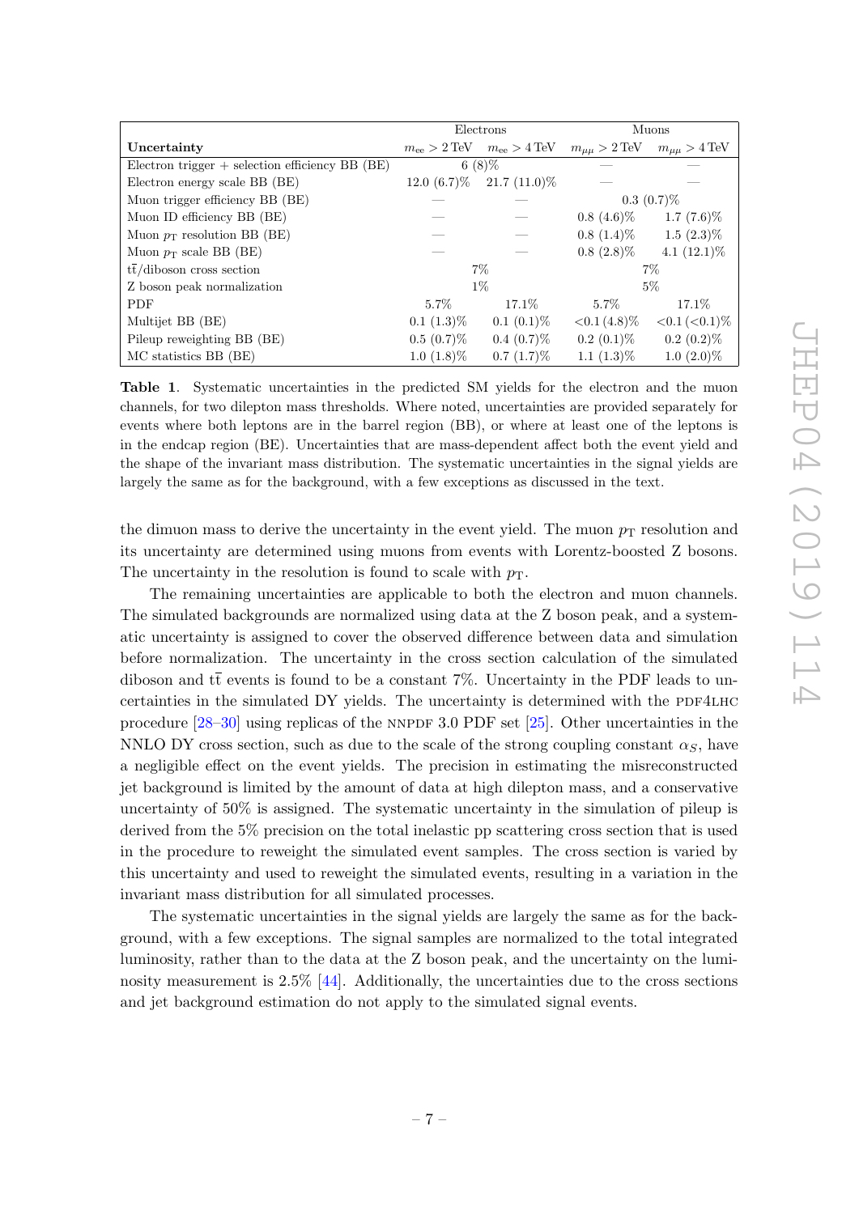| **Uncertainty** | Electrons $m_{ee} > 2\,\text{TeV}$ | Electrons $m_{ee} > 4\,\text{TeV}$ | Muons $m_{\mu\mu} > 2\,\text{TeV}$ | Muons $m_{\mu\mu} > 4\,\text{TeV}$ |
|---|---|---|---|---|
| Electron trigger + selection efficiency BB (BE) | 6 (8)% | | — | — |
| Electron energy scale BB (BE) | 12.0 (6.7)% | 21.7 (11.0)% | — | — |
| Muon trigger efficiency BB (BE) | — | — | 0.3 (0.7)% | |
| Muon ID efficiency BB (BE) | — | — | 0.8 (4.6)% | 1.7 (7.6)% |
| Muon $p_T$ resolution BB (BE) | — | — | 0.8 (1.4)% | 1.5 (2.3)% |
| Muon $p_T$ scale BB (BE) | — | — | 0.8 (2.8)% | 4.1 (12.1)% |
| $t\bar{t}$/diboson cross section | 7% | | 7% | |
| Z boson peak normalization | 1% | | 5% | |
| PDF | 5.7% | 17.1% | 5.7% | 17.1% |
| Multijet BB (BE) | 0.1 (1.3)% | 0.1 (0.1)% | <0.1 (4.8)% | <0.1 (<0.1)% |
| Pileup reweighting BB (BE) | 0.5 (0.7)% | 0.4 (0.7)% | 0.2 (0.1)% | 0.2 (0.2)% |
| MC statistics BB (BE) | 1.0 (1.8)% | 0.7 (1.7)% | 1.1 (1.3)% | 1.0 (2.0)% |

**Table 1**. Systematic uncertainties in the predicted SM yields for the electron and the muon channels, for two dilepton mass thresholds. Where noted, uncertainties are provided separately for events where both leptons are in the barrel region (BB), or where at least one of the leptons is in the endcap region (BE). Uncertainties that are mass-dependent affect both the event yield and the shape of the invariant mass distribution. The systematic uncertainties in the signal yields are largely the same as for the background, with a few exceptions as discussed in the text.

the dimuon mass to derive the uncertainty in the event yield. The muon $p_T$ resolution and its uncertainty are determined using muons from events with Lorentz-boosted Z bosons. The uncertainty in the resolution is found to scale with $p_T$.

The remaining uncertainties are applicable to both the electron and muon channels. The simulated backgrounds are normalized using data at the Z boson peak, and a systematic uncertainty is assigned to cover the observed difference between data and simulation before normalization. The uncertainty in the cross section calculation of the simulated diboson and $t\bar{t}$ events is found to be a constant 7%. Uncertainty in the PDF leads to uncertainties in the simulated DY yields. The uncertainty is determined with the PDF4LHC procedure [28–30] using replicas of the NNPDF 3.0 PDF set [25]. Other uncertainties in the NNLO DY cross section, such as due to the scale of the strong coupling constant $\alpha_S$, have a negligible effect on the event yields. The precision in estimating the misreconstructed jet background is limited by the amount of data at high dilepton mass, and a conservative uncertainty of 50% is assigned. The systematic uncertainty in the simulation of pileup is derived from the 5% precision on the total inelastic pp scattering cross section that is used in the procedure to reweight the simulated event samples. The cross section is varied by this uncertainty and used to reweight the simulated events, resulting in a variation in the invariant mass distribution for all simulated processes.

The systematic uncertainties in the signal yields are largely the same as for the background, with a few exceptions. The signal samples are normalized to the total integrated luminosity, rather than to the data at the Z boson peak, and the uncertainty on the luminosity measurement is 2.5% [44]. Additionally, the uncertainties due to the cross sections and jet background estimation do not apply to the simulated signal events.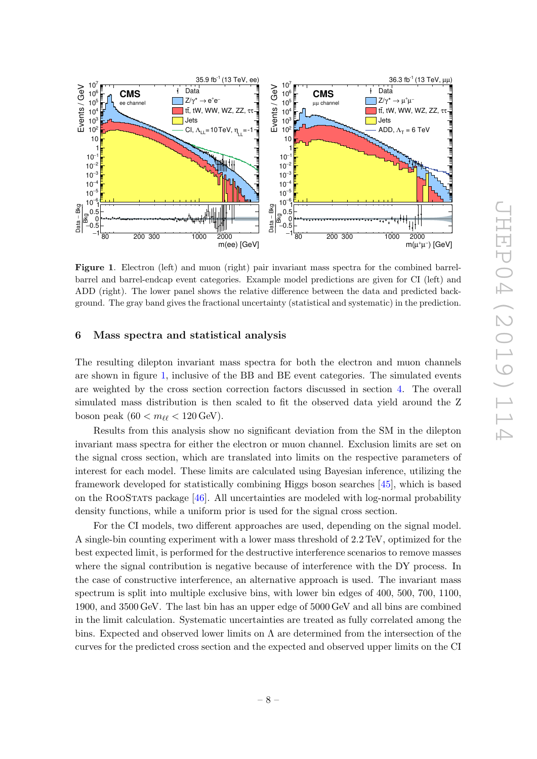**Figure 1**. Electron (left) and muon (right) pair invariant mass spectra for the combined barrel-barrel and barrel-endcap event categories. Example model predictions are given for CI (left) and ADD (right). The lower panel shows the relative difference between the data and predicted background. The gray band gives the fractional uncertainty (statistical and systematic) in the prediction.

## 6 Mass spectra and statistical analysis

The resulting dilepton invariant mass spectra for both the electron and muon channels are shown in figure 1, inclusive of the BB and BE event categories. The simulated events are weighted by the cross section correction factors discussed in section 4. The overall simulated mass distribution is then scaled to fit the observed data yield around the Z boson peak ($60 < m_{\ell\ell} < 120\,\text{GeV}$).

Results from this analysis show no significant deviation from the SM in the dilepton invariant mass spectra for either the electron or muon channel. Exclusion limits are set on the signal cross section, which are translated into limits on the respective parameters of interest for each model. These limits are calculated using Bayesian inference, utilizing the framework developed for statistically combining Higgs boson searches [45], which is based on the RooStats package [46]. All uncertainties are modeled with log-normal probability density functions, while a uniform prior is used for the signal cross section.

For the CI models, two different approaches are used, depending on the signal model. A single-bin counting experiment with a lower mass threshold of 2.2 TeV, optimized for the best expected limit, is performed for the destructive interference scenarios to remove masses where the signal contribution is negative because of interference with the DY process. In the case of constructive interference, an alternative approach is used. The invariant mass spectrum is split into multiple exclusive bins, with lower bin edges of 400, 500, 700, 1100, 1900, and 3500 GeV. The last bin has an upper edge of 5000 GeV and all bins are combined in the limit calculation. Systematic uncertainties are treated as fully correlated among the bins. Expected and observed lower limits on $\Lambda$ are determined from the intersection of the curves for the predicted cross section and the expected and observed upper limits on the CI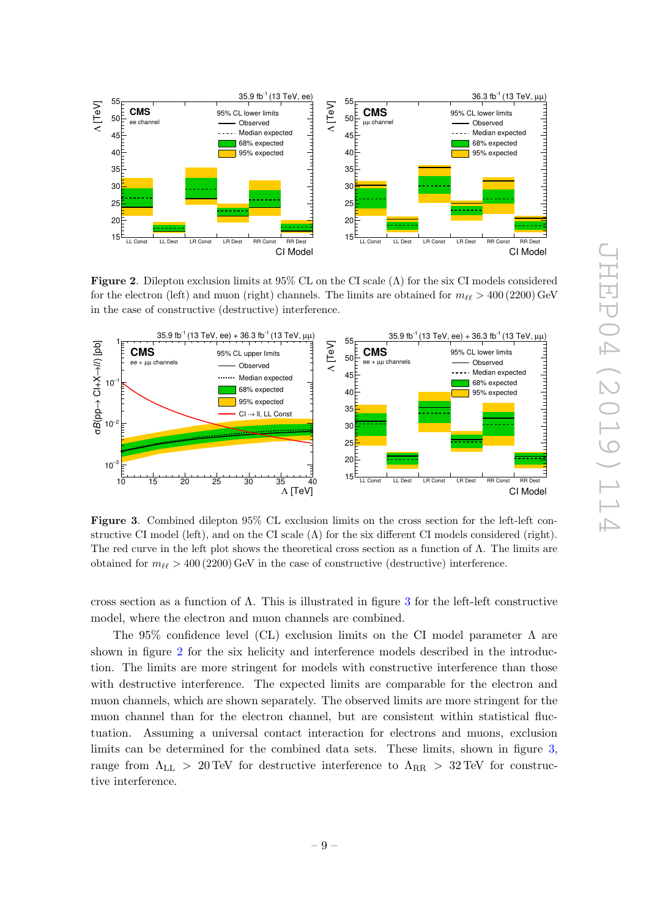Figure 2. Dilepton exclusion limits at 95% CL on the CI scale ($\Lambda$) for the six CI models considered for the electron (left) and muon (right) channels. The limits are obtained for $m_{\ell\ell} > 400\,(2200)$ GeV in the case of constructive (destructive) interference.

Figure 3. Combined dilepton 95% CL exclusion limits on the cross section for the left-left constructive CI model (left), and on the CI scale ($\Lambda$) for the six different CI models considered (right). The red curve in the left plot shows the theoretical cross section as a function of $\Lambda$. The limits are obtained for $m_{\ell\ell} > 400\,(2200)$ GeV in the case of constructive (destructive) interference.

cross section as a function of $\Lambda$. This is illustrated in figure 3 for the left-left constructive model, where the electron and muon channels are combined.

The 95% confidence level (CL) exclusion limits on the CI model parameter $\Lambda$ are shown in figure 2 for the six helicity and interference models described in the introduction. The limits are more stringent for models with constructive interference than those with destructive interference. The expected limits are comparable for the electron and muon channels, which are shown separately. The observed limits are more stringent for the muon channel than for the electron channel, but are consistent within statistical fluctuation. Assuming a universal contact interaction for electrons and muons, exclusion limits can be determined for the combined data sets. These limits, shown in figure 3, range from $\Lambda_{\mathrm{LL}} > 20\,\mathrm{TeV}$ for destructive interference to $\Lambda_{\mathrm{RR}} > 32\,\mathrm{TeV}$ for constructive interference.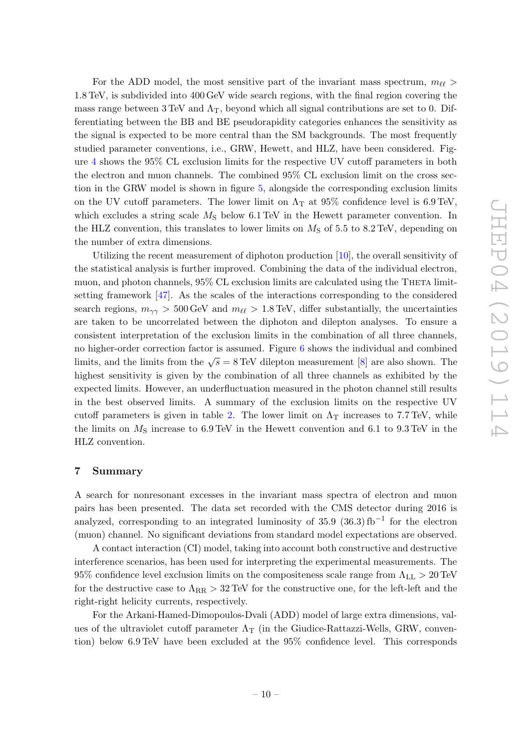For the ADD model, the most sensitive part of the invariant mass spectrum, $m_{\ell\ell} > 1.8\,\text{TeV}$, is subdivided into 400 GeV wide search regions, with the final region covering the mass range between 3 TeV and $\Lambda_\text{T}$, beyond which all signal contributions are set to 0. Differentiating between the BB and BE pseudorapidity categories enhances the sensitivity as the signal is expected to be more central than the SM backgrounds. The most frequently studied parameter conventions, i.e., GRW, Hewett, and HLZ, have been considered. Figure 4 shows the 95% CL exclusion limits for the respective UV cutoff parameters in both the electron and muon channels. The combined 95% CL exclusion limit on the cross section in the GRW model is shown in figure 5, alongside the corresponding exclusion limits on the UV cutoff parameters. The lower limit on $\Lambda_\text{T}$ at 95% confidence level is 6.9 TeV, which excludes a string scale $M_\text{S}$ below 6.1 TeV in the Hewett parameter convention. In the HLZ convention, this translates to lower limits on $M_\text{S}$ of 5.5 to 8.2 TeV, depending on the number of extra dimensions.

Utilizing the recent measurement of diphoton production [10], the overall sensitivity of the statistical analysis is further improved. Combining the data of the individual electron, muon, and photon channels, 95% CL exclusion limits are calculated using the THETA limit-setting framework [47]. As the scales of the interactions corresponding to the considered search regions, $m_{\gamma\gamma} > 500\,\text{GeV}$ and $m_{\ell\ell} > 1.8\,\text{TeV}$, differ substantially, the uncertainties are taken to be uncorrelated between the diphoton and dilepton analyses. To ensure a consistent interpretation of the exclusion limits in the combination of all three channels, no higher-order correction factor is assumed. Figure 6 shows the individual and combined limits, and the limits from the $\sqrt{s} = 8\,\text{TeV}$ dilepton measurement [8] are also shown. The highest sensitivity is given by the combination of all three channels as exhibited by the expected limits. However, an underfluctuation measured in the photon channel still results in the best observed limits. A summary of the exclusion limits on the respective UV cutoff parameters is given in table 2. The lower limit on $\Lambda_\text{T}$ increases to 7.7 TeV, while the limits on $M_\text{S}$ increase to 6.9 TeV in the Hewett convention and 6.1 to 9.3 TeV in the HLZ convention.

## 7 Summary

A search for nonresonant excesses in the invariant mass spectra of electron and muon pairs has been presented. The data set recorded with the CMS detector during 2016 is analyzed, corresponding to an integrated luminosity of 35.9 (36.3) $\text{fb}^{-1}$ for the electron (muon) channel. No significant deviations from standard model expectations are observed.

A contact interaction (CI) model, taking into account both constructive and destructive interference scenarios, has been used for interpreting the experimental measurements. The 95% confidence level exclusion limits on the compositeness scale range from $\Lambda_\text{LL} > 20\,\text{TeV}$ for the destructive case to $\Lambda_\text{RR} > 32\,\text{TeV}$ for the constructive one, for the left-left and the right-right helicity currents, respectively.

For the Arkani-Hamed-Dimopoulos-Dvali (ADD) model of large extra dimensions, values of the ultraviolet cutoff parameter $\Lambda_\text{T}$ (in the Giudice-Rattazzi-Wells, GRW, convention) below 6.9 TeV have been excluded at the 95% confidence level. This corresponds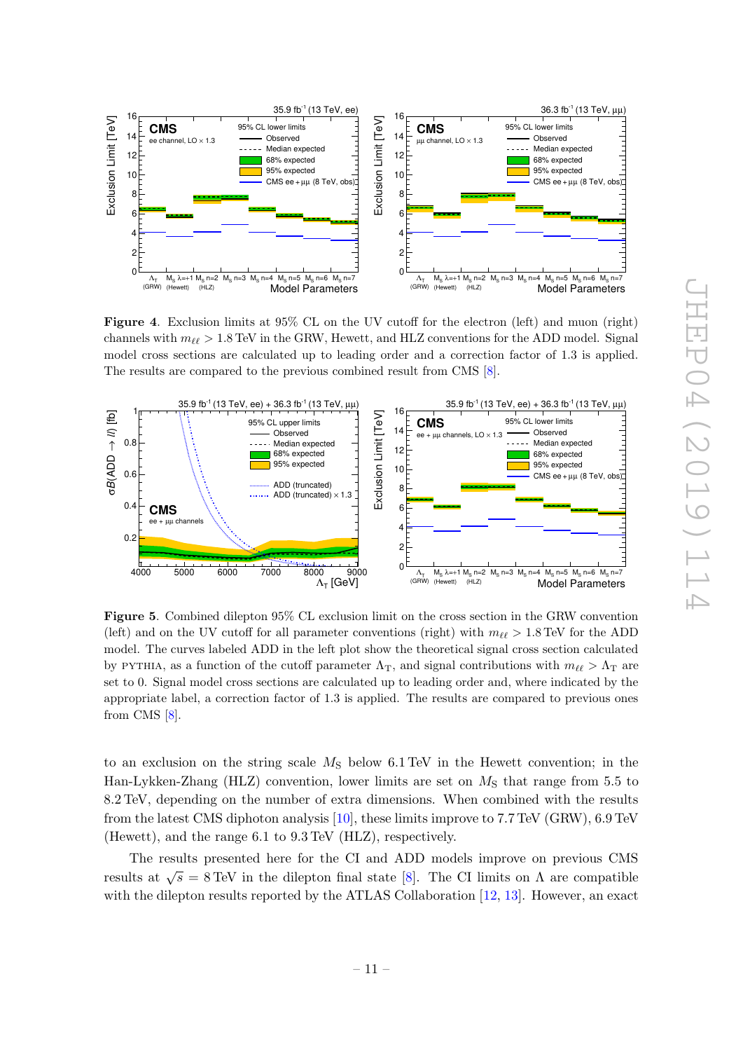**Figure 4**. Exclusion limits at 95% CL on the UV cutoff for the electron (left) and muon (right) channels with $m_{\ell\ell} > 1.8\,\text{TeV}$ in the GRW, Hewett, and HLZ conventions for the ADD model. Signal model cross sections are calculated up to leading order and a correction factor of 1.3 is applied. The results are compared to the previous combined result from CMS [8].

**Figure 5**. Combined dilepton 95% CL exclusion limit on the cross section in the GRW convention (left) and on the UV cutoff for all parameter conventions (right) with $m_{\ell\ell} > 1.8\,\text{TeV}$ for the ADD model. The curves labeled ADD in the left plot show the theoretical signal cross section calculated by PYTHIA, as a function of the cutoff parameter $\Lambda_\text{T}$, and signal contributions with $m_{\ell\ell} > \Lambda_\text{T}$ are set to 0. Signal model cross sections are calculated up to leading order and, where indicated by the appropriate label, a correction factor of 1.3 is applied. The results are compared to previous ones from CMS [8].

to an exclusion on the string scale $M_\text{S}$ below 6.1 TeV in the Hewett convention; in the Han-Lykken-Zhang (HLZ) convention, lower limits are set on $M_\text{S}$ that range from 5.5 to 8.2 TeV, depending on the number of extra dimensions. When combined with the results from the latest CMS diphoton analysis [10], these limits improve to 7.7 TeV (GRW), 6.9 TeV (Hewett), and the range 6.1 to 9.3 TeV (HLZ), respectively.

The results presented here for the CI and ADD models improve on previous CMS results at $\sqrt{s} = 8\,\text{TeV}$ in the dilepton final state [8]. The CI limits on $\Lambda$ are compatible with the dilepton results reported by the ATLAS Collaboration [12, 13]. However, an exact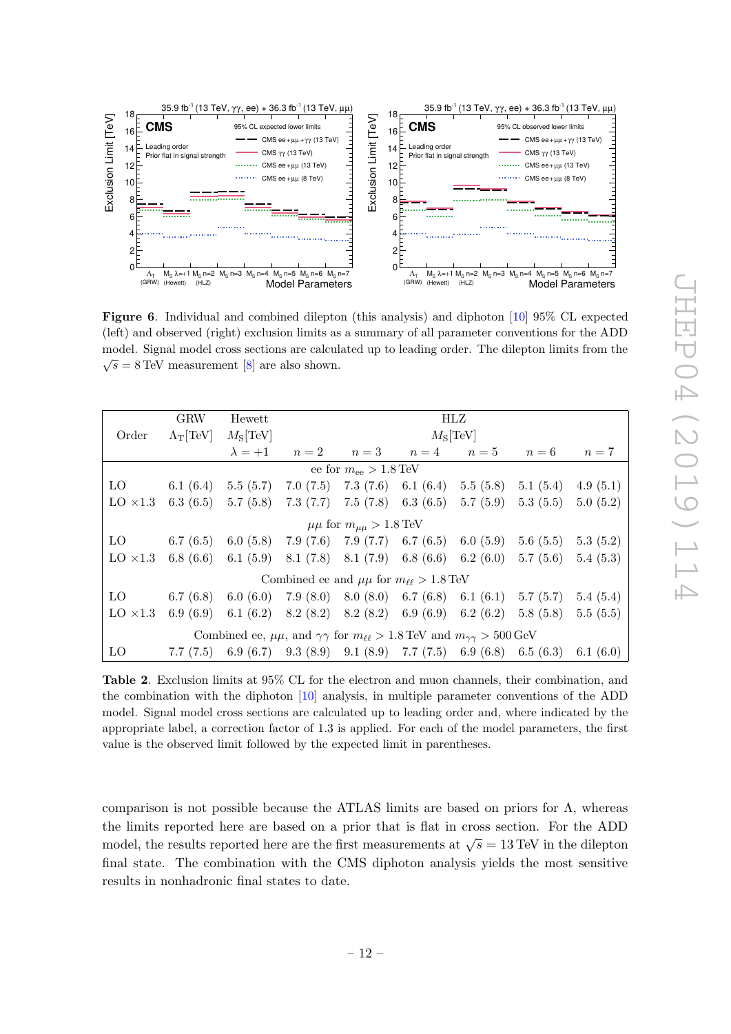**Figure 6**. Individual and combined dilepton (this analysis) and diphoton [10] 95% CL expected (left) and observed (right) exclusion limits as a summary of all parameter conventions for the ADD model. Signal model cross sections are calculated up to leading order. The dilepton limits from the $\sqrt{s} = 8\,\text{TeV}$ measurement [8] are also shown.

| Order | GRW | Hewett | HLZ | | | | | |
|---|---|---|---|---|---|---|---|---|
| | $\Lambda_T$[TeV] | $M_S$[TeV] | $M_S$[TeV] | | | | | |
| | | $\lambda = +1$ | $n = 2$ | $n = 3$ | $n = 4$ | $n = 5$ | $n = 6$ | $n = 7$ |
| | | | ee for $m_{ee} > 1.8\,\text{TeV}$ | | | | | |
| LO | 6.1 (6.4) | 5.5 (5.7) | 7.0 (7.5) | 7.3 (7.6) | 6.1 (6.4) | 5.5 (5.8) | 5.1 (5.4) | 4.9 (5.1) |
| LO ×1.3 | 6.3 (6.5) | 5.7 (5.8) | 7.3 (7.7) | 7.5 (7.8) | 6.3 (6.5) | 5.7 (5.9) | 5.3 (5.5) | 5.0 (5.2) |
| | | | $\mu\mu$ for $m_{\mu\mu} > 1.8\,\text{TeV}$ | | | | | |
| LO | 6.7 (6.5) | 6.0 (5.8) | 7.9 (7.6) | 7.9 (7.7) | 6.7 (6.5) | 6.0 (5.9) | 5.6 (5.5) | 5.3 (5.2) |
| LO ×1.3 | 6.8 (6.6) | 6.1 (5.9) | 8.1 (7.8) | 8.1 (7.9) | 6.8 (6.6) | 6.2 (6.0) | 5.7 (5.6) | 5.4 (5.3) |
| | | | Combined ee and $\mu\mu$ for $m_{\ell\ell} > 1.8\,\text{TeV}$ | | | | | |
| LO | 6.7 (6.8) | 6.0 (6.0) | 7.9 (8.0) | 8.0 (8.0) | 6.7 (6.8) | 6.1 (6.1) | 5.7 (5.7) | 5.4 (5.4) |
| LO ×1.3 | 6.9 (6.9) | 6.1 (6.2) | 8.2 (8.2) | 8.2 (8.2) | 6.9 (6.9) | 6.2 (6.2) | 5.8 (5.8) | 5.5 (5.5) |
| | | | Combined ee, $\mu\mu$, and $\gamma\gamma$ for $m_{\ell\ell} > 1.8\,\text{TeV}$ and $m_{\gamma\gamma} > 500\,\text{GeV}$ | | | | | |
| LO | 7.7 (7.5) | 6.9 (6.7) | 9.3 (8.9) | 9.1 (8.9) | 7.7 (7.5) | 6.9 (6.8) | 6.5 (6.3) | 6.1 (6.0) |

**Table 2**. Exclusion limits at 95% CL for the electron and muon channels, their combination, and the combination with the diphoton [10] analysis, in multiple parameter conventions of the ADD model. Signal model cross sections are calculated up to leading order and, where indicated by the appropriate label, a correction factor of 1.3 is applied. For each of the model parameters, the first value is the observed limit followed by the expected limit in parentheses.

comparison is not possible because the ATLAS limits are based on priors for $\Lambda$, whereas the limits reported here are based on a prior that is flat in cross section. For the ADD model, the results reported here are the first measurements at $\sqrt{s} = 13\,\text{TeV}$ in the dilepton final state. The combination with the CMS diphoton analysis yields the most sensitive results in nonhadronic final states to date.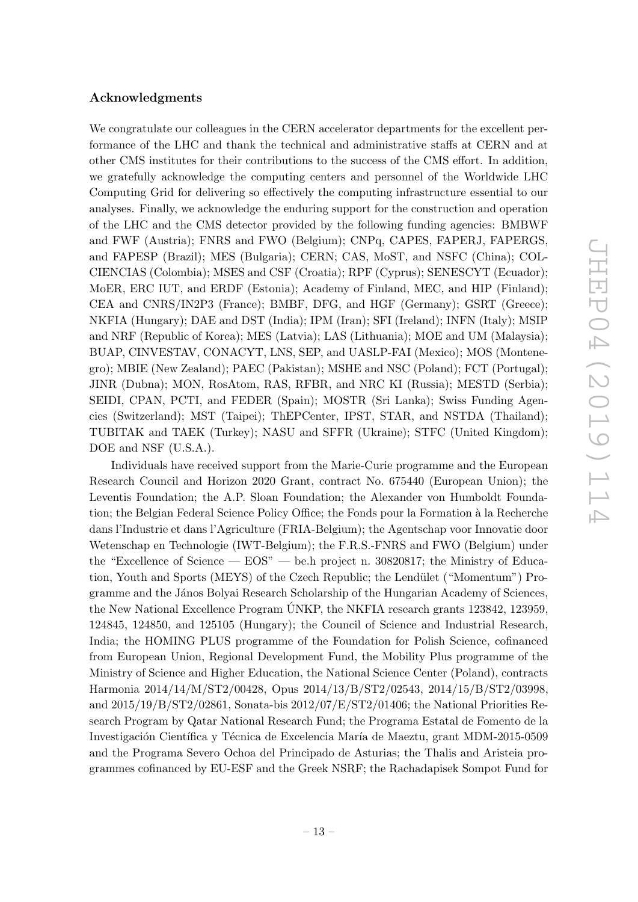## Acknowledgments

We congratulate our colleagues in the CERN accelerator departments for the excellent performance of the LHC and thank the technical and administrative staffs at CERN and at other CMS institutes for their contributions to the success of the CMS effort. In addition, we gratefully acknowledge the computing centers and personnel of the Worldwide LHC Computing Grid for delivering so effectively the computing infrastructure essential to our analyses. Finally, we acknowledge the enduring support for the construction and operation of the LHC and the CMS detector provided by the following funding agencies: BMBWF and FWF (Austria); FNRS and FWO (Belgium); CNPq, CAPES, FAPERJ, FAPERGS, and FAPESP (Brazil); MES (Bulgaria); CERN; CAS, MoST, and NSFC (China); COLCIENCIAS (Colombia); MSES and CSF (Croatia); RPF (Cyprus); SENESCYT (Ecuador); MoER, ERC IUT, and ERDF (Estonia); Academy of Finland, MEC, and HIP (Finland); CEA and CNRS/IN2P3 (France); BMBF, DFG, and HGF (Germany); GSRT (Greece); NKFIA (Hungary); DAE and DST (India); IPM (Iran); SFI (Ireland); INFN (Italy); MSIP and NRF (Republic of Korea); MES (Latvia); LAS (Lithuania); MOE and UM (Malaysia); BUAP, CINVESTAV, CONACYT, LNS, SEP, and UASLP-FAI (Mexico); MOS (Montenegro); MBIE (New Zealand); PAEC (Pakistan); MSHE and NSC (Poland); FCT (Portugal); JINR (Dubna); MON, RosAtom, RAS, RFBR, and NRC KI (Russia); MESTD (Serbia); SEIDI, CPAN, PCTI, and FEDER (Spain); MOSTR (Sri Lanka); Swiss Funding Agencies (Switzerland); MST (Taipei); ThEPCenter, IPST, STAR, and NSTDA (Thailand); TUBITAK and TAEK (Turkey); NASU and SFFR (Ukraine); STFC (United Kingdom); DOE and NSF (U.S.A.).

Individuals have received support from the Marie-Curie programme and the European Research Council and Horizon 2020 Grant, contract No. 675440 (European Union); the Leventis Foundation; the A.P. Sloan Foundation; the Alexander von Humboldt Foundation; the Belgian Federal Science Policy Office; the Fonds pour la Formation à la Recherche dans l'Industrie et dans l'Agriculture (FRIA-Belgium); the Agentschap voor Innovatie door Wetenschap en Technologie (IWT-Belgium); the F.R.S.-FNRS and FWO (Belgium) under the "Excellence of Science — EOS" — be.h project n. 30820817; the Ministry of Education, Youth and Sports (MEYS) of the Czech Republic; the Lendület ("Momentum") Programme and the János Bolyai Research Scholarship of the Hungarian Academy of Sciences, the New National Excellence Program ÚNKP, the NKFIA research grants 123842, 123959, 124845, 124850, and 125105 (Hungary); the Council of Science and Industrial Research, India; the HOMING PLUS programme of the Foundation for Polish Science, cofinanced from European Union, Regional Development Fund, the Mobility Plus programme of the Ministry of Science and Higher Education, the National Science Center (Poland), contracts Harmonia 2014/14/M/ST2/00428, Opus 2014/13/B/ST2/02543, 2014/15/B/ST2/03998, and 2015/19/B/ST2/02861, Sonata-bis 2012/07/E/ST2/01406; the National Priorities Research Program by Qatar National Research Fund; the Programa Estatal de Fomento de la Investigación Científica y Técnica de Excelencia María de Maeztu, grant MDM-2015-0509 and the Programa Severo Ochoa del Principado de Asturias; the Thalis and Aristeia programmes cofinanced by EU-ESF and the Greek NSRF; the Rachadapisek Sompot Fund for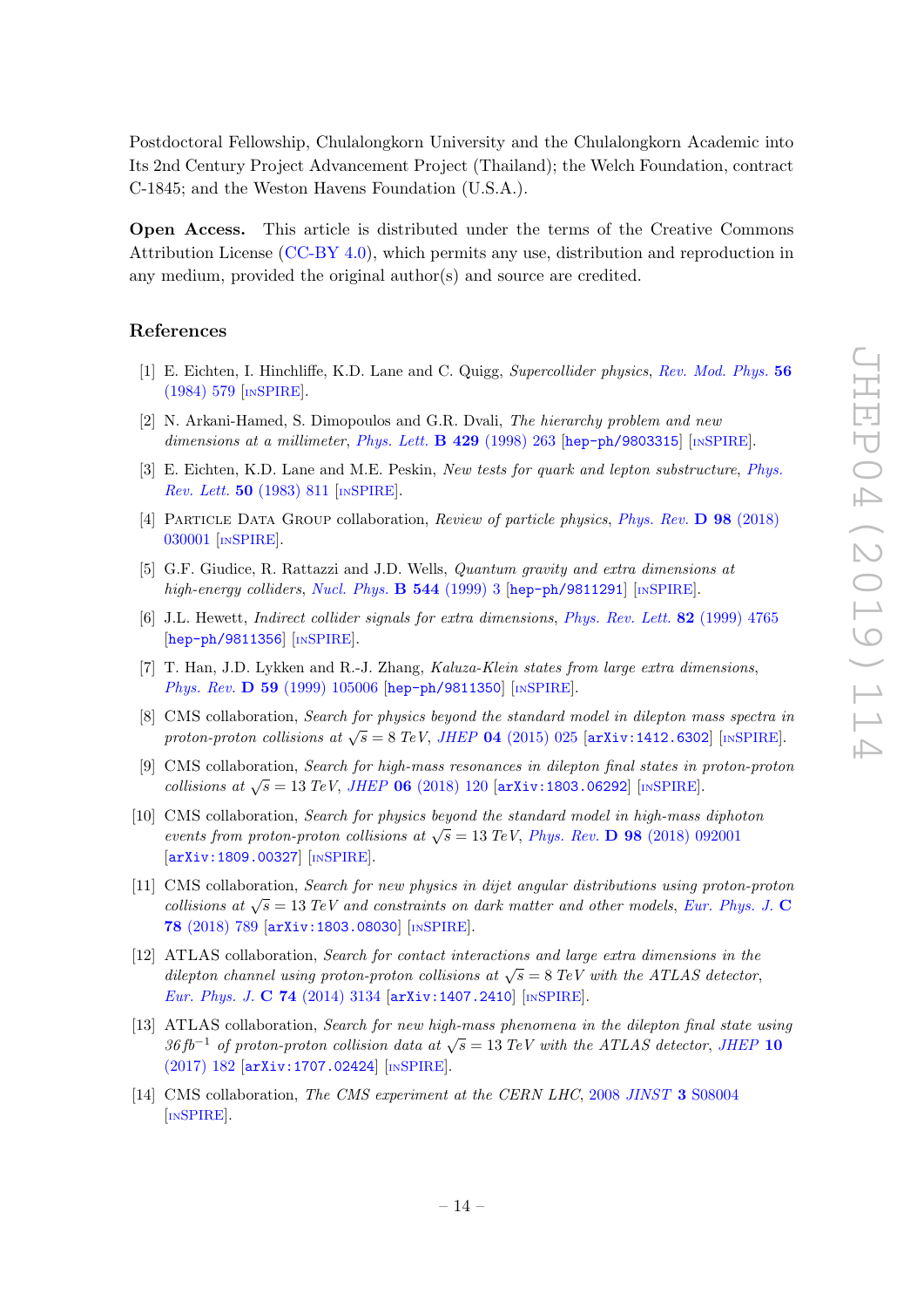Postdoctoral Fellowship, Chulalongkorn University and the Chulalongkorn Academic into Its 2nd Century Project Advancement Project (Thailand); the Welch Foundation, contract C-1845; and the Weston Havens Foundation (U.S.A.).

**Open Access.** This article is distributed under the terms of the Creative Commons Attribution License (CC-BY 4.0), which permits any use, distribution and reproduction in any medium, provided the original author(s) and source are credited.

## References

[1] E. Eichten, I. Hinchliffe, K.D. Lane and C. Quigg, *Supercollider physics*, Rev. Mod. Phys. **56** (1984) 579 [INSPIRE].

[2] N. Arkani-Hamed, S. Dimopoulos and G.R. Dvali, *The hierarchy problem and new dimensions at a millimeter*, Phys. Lett. **B 429** (1998) 263 [hep-ph/9803315] [INSPIRE].

[3] E. Eichten, K.D. Lane and M.E. Peskin, *New tests for quark and lepton substructure*, Phys. Rev. Lett. **50** (1983) 811 [INSPIRE].

[4] Particle Data Group collaboration, *Review of particle physics*, Phys. Rev. **D 98** (2018) 030001 [INSPIRE].

[5] G.F. Giudice, R. Rattazzi and J.D. Wells, *Quantum gravity and extra dimensions at high-energy colliders*, Nucl. Phys. **B 544** (1999) 3 [hep-ph/9811291] [INSPIRE].

[6] J.L. Hewett, *Indirect collider signals for extra dimensions*, Phys. Rev. Lett. **82** (1999) 4765 [hep-ph/9811356] [INSPIRE].

[7] T. Han, J.D. Lykken and R.-J. Zhang, *Kaluza-Klein states from large extra dimensions*, Phys. Rev. **D 59** (1999) 105006 [hep-ph/9811350] [INSPIRE].

[8] CMS collaboration, *Search for physics beyond the standard model in dilepton mass spectra in proton-proton collisions at $\sqrt{s} = 8$ TeV*, JHEP **04** (2015) 025 [arXiv:1412.6302] [INSPIRE].

[9] CMS collaboration, *Search for high-mass resonances in dilepton final states in proton-proton collisions at $\sqrt{s} = 13$ TeV*, JHEP **06** (2018) 120 [arXiv:1803.06292] [INSPIRE].

[10] CMS collaboration, *Search for physics beyond the standard model in high-mass diphoton events from proton-proton collisions at $\sqrt{s} = 13$ TeV*, Phys. Rev. **D 98** (2018) 092001 [arXiv:1809.00327] [INSPIRE].

[11] CMS collaboration, *Search for new physics in dijet angular distributions using proton-proton collisions at $\sqrt{s} = 13$ TeV and constraints on dark matter and other models*, Eur. Phys. J. **C 78** (2018) 789 [arXiv:1803.08030] [INSPIRE].

[12] ATLAS collaboration, *Search for contact interactions and large extra dimensions in the dilepton channel using proton-proton collisions at $\sqrt{s} = 8$ TeV with the ATLAS detector*, Eur. Phys. J. **C 74** (2014) 3134 [arXiv:1407.2410] [INSPIRE].

[13] ATLAS collaboration, *Search for new high-mass phenomena in the dilepton final state using 36 $fb^{-1}$ of proton-proton collision data at $\sqrt{s} = 13$ TeV with the ATLAS detector*, JHEP **10** (2017) 182 [arXiv:1707.02424] [INSPIRE].

[14] CMS collaboration, *The CMS experiment at the CERN LHC*, 2008 JINST **3** S08004 [INSPIRE].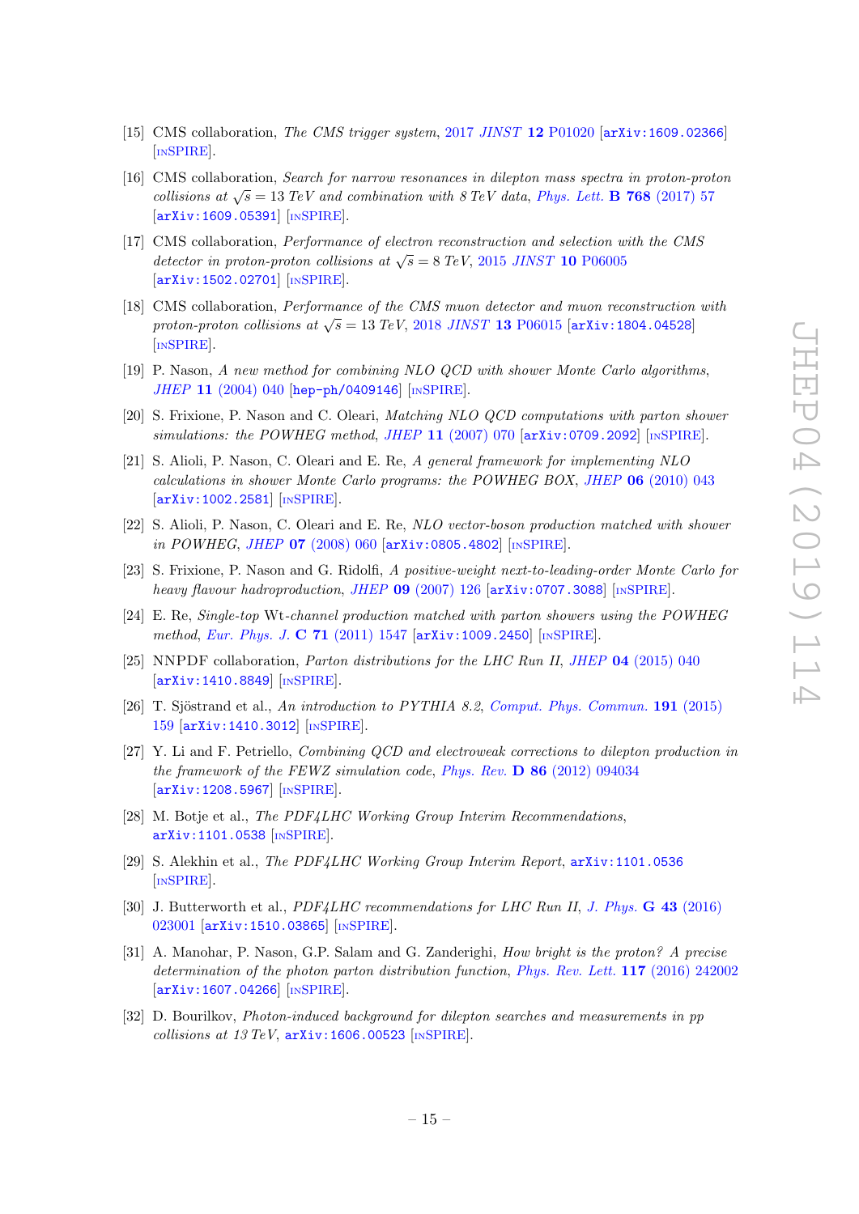[15] CMS collaboration, *The CMS trigger system*, 2017 *JINST* **12** P01020 [arXiv:1609.02366] [INSPIRE].

[16] CMS collaboration, *Search for narrow resonances in dilepton mass spectra in proton-proton collisions at* $\sqrt{s} = 13$ *TeV and combination with 8 TeV data*, *Phys. Lett.* **B 768** (2017) 57 [arXiv:1609.05391] [INSPIRE].

[17] CMS collaboration, *Performance of electron reconstruction and selection with the CMS detector in proton-proton collisions at* $\sqrt{s} = 8$ *TeV*, 2015 *JINST* **10** P06005 [arXiv:1502.02701] [INSPIRE].

[18] CMS collaboration, *Performance of the CMS muon detector and muon reconstruction with proton-proton collisions at* $\sqrt{s} = 13$ *TeV*, 2018 *JINST* **13** P06015 [arXiv:1804.04528] [INSPIRE].

[19] P. Nason, *A new method for combining NLO QCD with shower Monte Carlo algorithms*, *JHEP* **11** (2004) 040 [hep-ph/0409146] [INSPIRE].

[20] S. Frixione, P. Nason and C. Oleari, *Matching NLO QCD computations with parton shower simulations: the POWHEG method*, *JHEP* **11** (2007) 070 [arXiv:0709.2092] [INSPIRE].

[21] S. Alioli, P. Nason, C. Oleari and E. Re, *A general framework for implementing NLO calculations in shower Monte Carlo programs: the POWHEG BOX*, *JHEP* **06** (2010) 043 [arXiv:1002.2581] [INSPIRE].

[22] S. Alioli, P. Nason, C. Oleari and E. Re, *NLO vector-boson production matched with shower in POWHEG*, *JHEP* **07** (2008) 060 [arXiv:0805.4802] [INSPIRE].

[23] S. Frixione, P. Nason and G. Ridolfi, *A positive-weight next-to-leading-order Monte Carlo for heavy flavour hadroproduction*, *JHEP* **09** (2007) 126 [arXiv:0707.3088] [INSPIRE].

[24] E. Re, *Single-top* Wt*-channel production matched with parton showers using the POWHEG method*, *Eur. Phys. J.* **C 71** (2011) 1547 [arXiv:1009.2450] [INSPIRE].

[25] NNPDF collaboration, *Parton distributions for the LHC Run II*, *JHEP* **04** (2015) 040 [arXiv:1410.8849] [INSPIRE].

[26] T. Sjöstrand et al., *An introduction to PYTHIA 8.2*, *Comput. Phys. Commun.* **191** (2015) 159 [arXiv:1410.3012] [INSPIRE].

[27] Y. Li and F. Petriello, *Combining QCD and electroweak corrections to dilepton production in the framework of the FEWZ simulation code*, *Phys. Rev.* **D 86** (2012) 094034 [arXiv:1208.5967] [INSPIRE].

[28] M. Botje et al., *The PDF4LHC Working Group Interim Recommendations*, arXiv:1101.0538 [INSPIRE].

[29] S. Alekhin et al., *The PDF4LHC Working Group Interim Report*, arXiv:1101.0536 [INSPIRE].

[30] J. Butterworth et al., *PDF4LHC recommendations for LHC Run II*, *J. Phys.* **G 43** (2016) 023001 [arXiv:1510.03865] [INSPIRE].

[31] A. Manohar, P. Nason, G.P. Salam and G. Zanderighi, *How bright is the proton? A precise determination of the photon parton distribution function*, *Phys. Rev. Lett.* **117** (2016) 242002 [arXiv:1607.04266] [INSPIRE].

[32] D. Bourilkov, *Photon-induced background for dilepton searches and measurements in pp collisions at 13 TeV*, arXiv:1606.00523 [INSPIRE].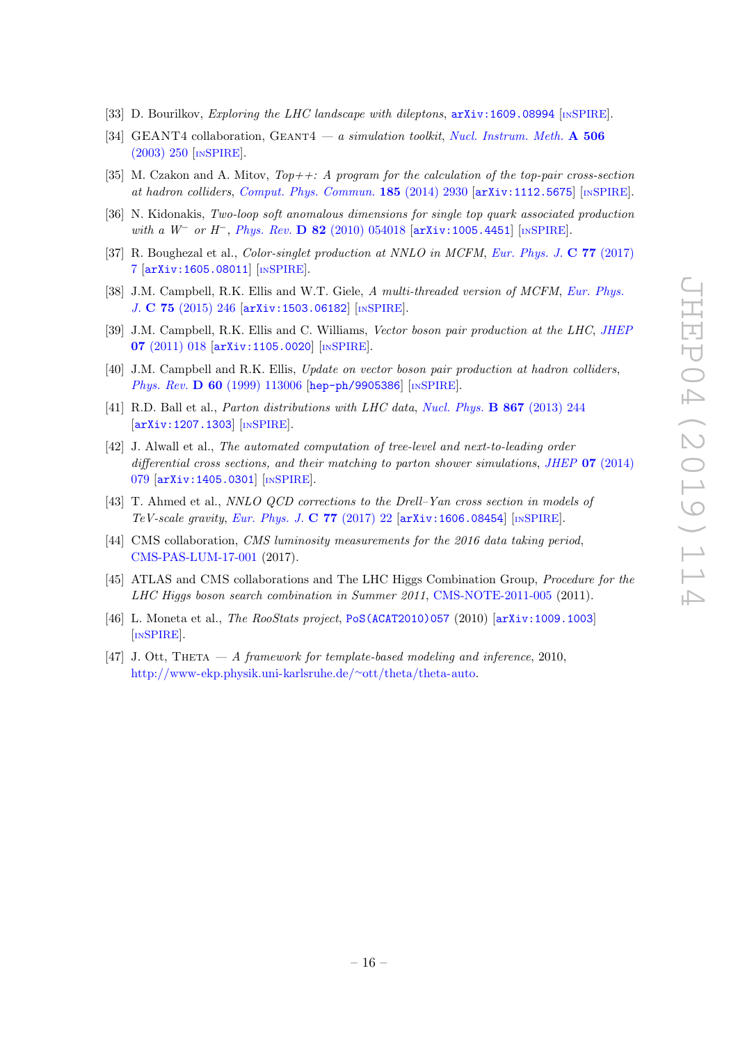[33] D. Bourilkov, *Exploring the LHC landscape with dileptons*, arXiv:1609.08994 [INSPIRE].

[34] GEANT4 collaboration, GEANT4 — *a simulation toolkit*, *Nucl. Instrum. Meth.* **A 506** (2003) 250 [INSPIRE].

[35] M. Czakon and A. Mitov, *Top++: A program for the calculation of the top-pair cross-section at hadron colliders*, *Comput. Phys. Commun.* **185** (2014) 2930 [arXiv:1112.5675] [INSPIRE].

[36] N. Kidonakis, *Two-loop soft anomalous dimensions for single top quark associated production with a $W^-$ or $H^-$*, *Phys. Rev.* **D 82** (2010) 054018 [arXiv:1005.4451] [INSPIRE].

[37] R. Boughezal et al., *Color-singlet production at NNLO in MCFM*, *Eur. Phys. J.* **C 77** (2017) 7 [arXiv:1605.08011] [INSPIRE].

[38] J.M. Campbell, R.K. Ellis and W.T. Giele, *A multi-threaded version of MCFM*, *Eur. Phys. J.* **C 75** (2015) 246 [arXiv:1503.06182] [INSPIRE].

[39] J.M. Campbell, R.K. Ellis and C. Williams, *Vector boson pair production at the LHC*, *JHEP* **07** (2011) 018 [arXiv:1105.0020] [INSPIRE].

[40] J.M. Campbell and R.K. Ellis, *Update on vector boson pair production at hadron colliders*, *Phys. Rev.* **D 60** (1999) 113006 [hep-ph/9905386] [INSPIRE].

[41] R.D. Ball et al., *Parton distributions with LHC data*, *Nucl. Phys.* **B 867** (2013) 244 [arXiv:1207.1303] [INSPIRE].

[42] J. Alwall et al., *The automated computation of tree-level and next-to-leading order differential cross sections, and their matching to parton shower simulations*, *JHEP* **07** (2014) 079 [arXiv:1405.0301] [INSPIRE].

[43] T. Ahmed et al., *NNLO QCD corrections to the Drell–Yan cross section in models of TeV-scale gravity*, *Eur. Phys. J.* **C 77** (2017) 22 [arXiv:1606.08454] [INSPIRE].

[44] CMS collaboration, *CMS luminosity measurements for the 2016 data taking period*, CMS-PAS-LUM-17-001 (2017).

[45] ATLAS and CMS collaborations and The LHC Higgs Combination Group, *Procedure for the LHC Higgs boson search combination in Summer 2011*, CMS-NOTE-2011-005 (2011).

[46] L. Moneta et al., *The RooStats project*, PoS(ACAT2010)057 (2010) [arXiv:1009.1003] [INSPIRE].

[47] J. Ott, THETA — *A framework for template-based modeling and inference*, 2010, http://www-ekp.physik.uni-karlsruhe.de/~ott/theta/theta-auto.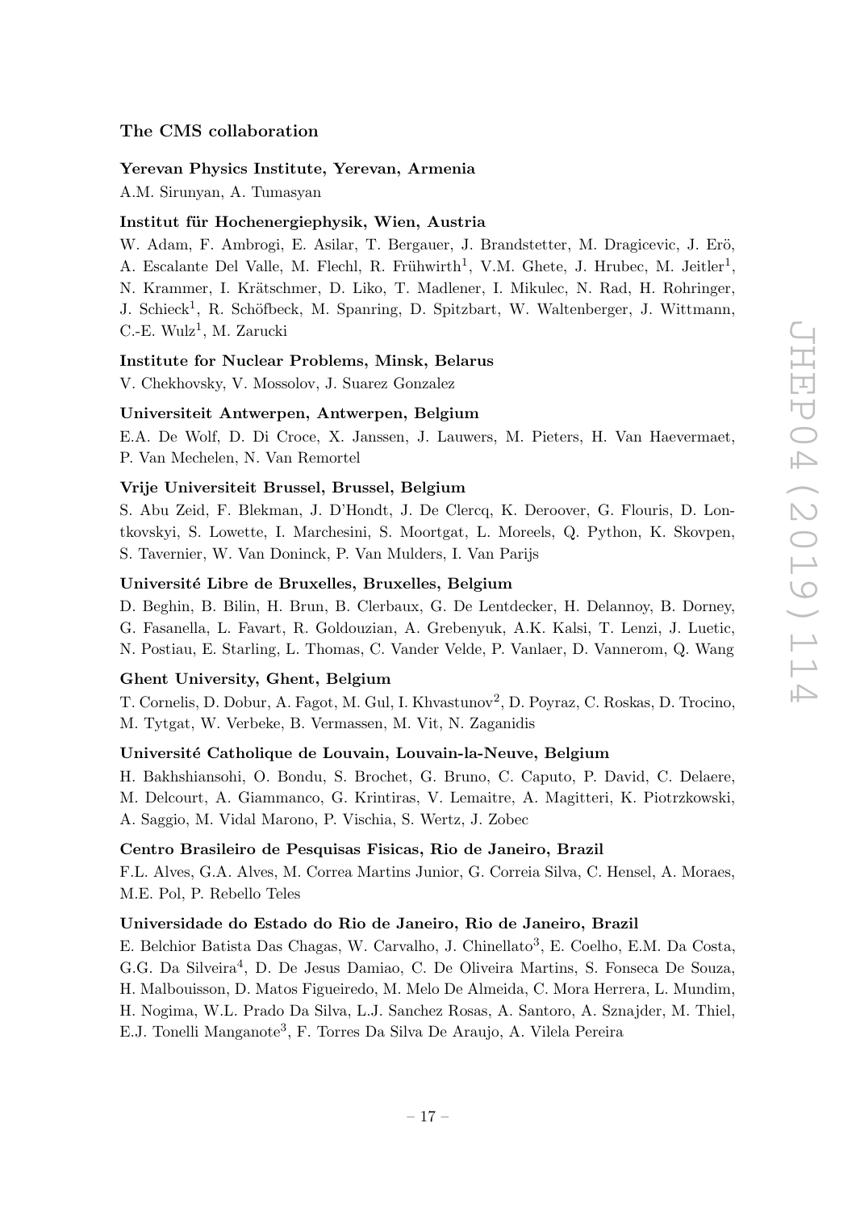## The CMS collaboration

### Yerevan Physics Institute, Yerevan, Armenia

A.M. Sirunyan, A. Tumasyan

### Institut für Hochenergiephysik, Wien, Austria

W. Adam, F. Ambrogi, E. Asilar, T. Bergauer, J. Brandstetter, M. Dragicevic, J. Erö, A. Escalante Del Valle, M. Flechl, R. Frühwirth[1], V.M. Ghete, J. Hrubec, M. Jeitler[1], N. Krammer, I. Krätschmer, D. Liko, T. Madlener, I. Mikulec, N. Rad, H. Rohringer, J. Schieck[1], R. Schöfbeck, M. Spanring, D. Spitzbart, W. Waltenberger, J. Wittmann, C.-E. Wulz[1], M. Zarucki

### Institute for Nuclear Problems, Minsk, Belarus

V. Chekhovsky, V. Mossolov, J. Suarez Gonzalez

### Universiteit Antwerpen, Antwerpen, Belgium

E.A. De Wolf, D. Di Croce, X. Janssen, J. Lauwers, M. Pieters, H. Van Haevermaet, P. Van Mechelen, N. Van Remortel

### Vrije Universiteit Brussel, Brussel, Belgium

S. Abu Zeid, F. Blekman, J. D'Hondt, J. De Clercq, K. Deroover, G. Flouris, D. Lontkovskyi, S. Lowette, I. Marchesini, S. Moortgat, L. Moreels, Q. Python, K. Skovpen, S. Tavernier, W. Van Doninck, P. Van Mulders, I. Van Parijs

### Université Libre de Bruxelles, Bruxelles, Belgium

D. Beghin, B. Bilin, H. Brun, B. Clerbaux, G. De Lentdecker, H. Delannoy, B. Dorney, G. Fasanella, L. Favart, R. Goldouzian, A. Grebenyuk, A.K. Kalsi, T. Lenzi, J. Luetic, N. Postiau, E. Starling, L. Thomas, C. Vander Velde, P. Vanlaer, D. Vannerom, Q. Wang

### Ghent University, Ghent, Belgium

T. Cornelis, D. Dobur, A. Fagot, M. Gul, I. Khvastunov[2], D. Poyraz, C. Roskas, D. Trocino, M. Tytgat, W. Verbeke, B. Vermassen, M. Vit, N. Zaganidis

### Université Catholique de Louvain, Louvain-la-Neuve, Belgium

H. Bakhshiansohi, O. Bondu, S. Brochet, G. Bruno, C. Caputo, P. David, C. Delaere, M. Delcourt, A. Giammanco, G. Krintiras, V. Lemaitre, A. Magitteri, K. Piotrzkowski, A. Saggio, M. Vidal Marono, P. Vischia, S. Wertz, J. Zobec

### Centro Brasileiro de Pesquisas Fisicas, Rio de Janeiro, Brazil

F.L. Alves, G.A. Alves, M. Correa Martins Junior, G. Correia Silva, C. Hensel, A. Moraes, M.E. Pol, P. Rebello Teles

### Universidade do Estado do Rio de Janeiro, Rio de Janeiro, Brazil

E. Belchior Batista Das Chagas, W. Carvalho, J. Chinellato[3], E. Coelho, E.M. Da Costa, G.G. Da Silveira[4], D. De Jesus Damiao, C. De Oliveira Martins, S. Fonseca De Souza, H. Malbouisson, D. Matos Figueiredo, M. Melo De Almeida, C. Mora Herrera, L. Mundim, H. Nogima, W.L. Prado Da Silva, L.J. Sanchez Rosas, A. Santoro, A. Sznajder, M. Thiel, E.J. Tonelli Manganote[3], F. Torres Da Silva De Araujo, A. Vilela Pereira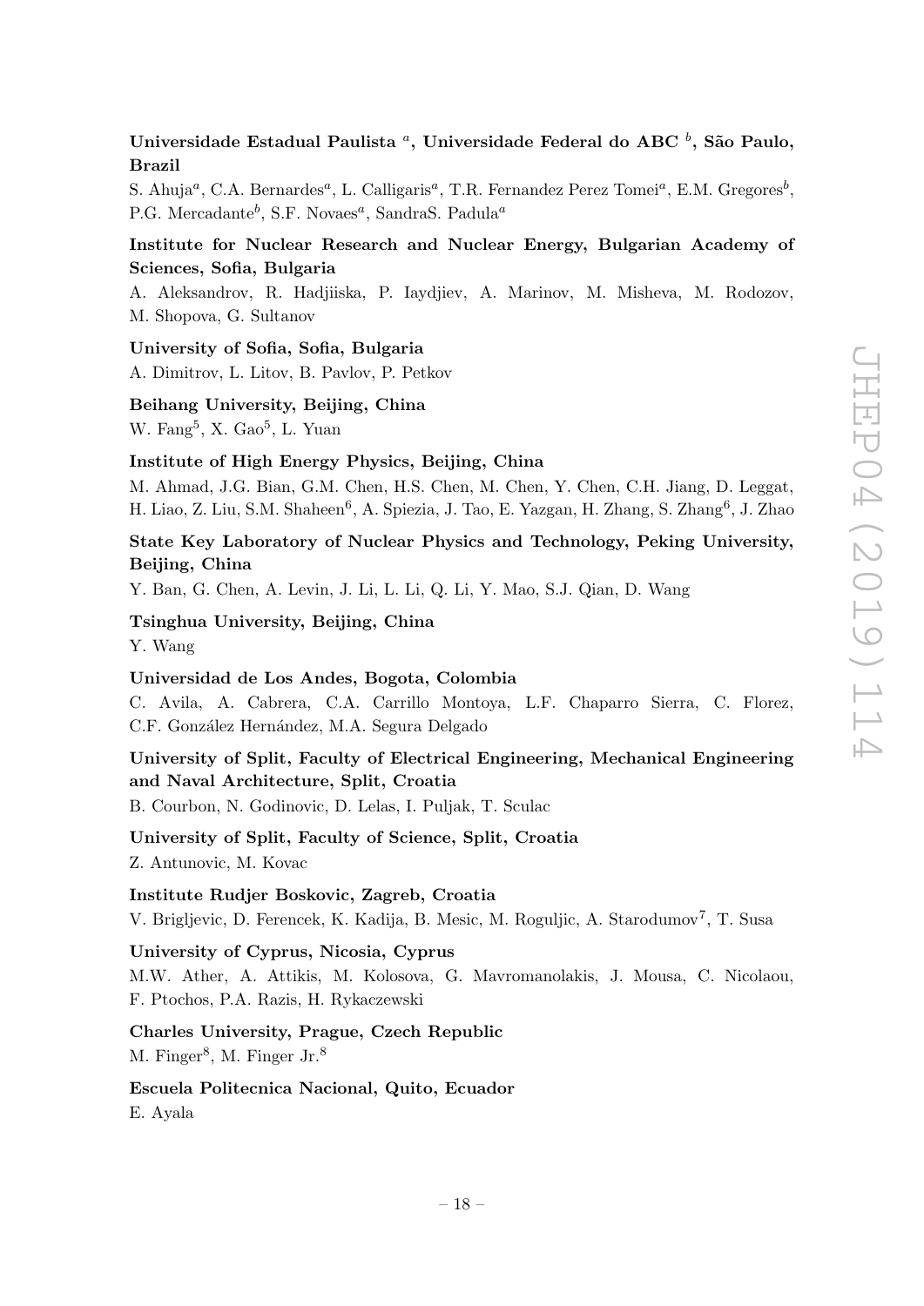**Universidade Estadual Paulista [a], Universidade Federal do ABC [b], São Paulo, Brazil**

S. Ahuja[a], C.A. Bernardes[a], L. Calligaris[a], T.R. Fernandez Perez Tomei[a], E.M. Gregores[b], P.G. Mercadante[b], S.F. Novaes[a], SandraS. Padula[a]

**Institute for Nuclear Research and Nuclear Energy, Bulgarian Academy of Sciences, Sofia, Bulgaria**

A. Aleksandrov, R. Hadjiiska, P. Iaydjiev, A. Marinov, M. Misheva, M. Rodozov, M. Shopova, G. Sultanov

**University of Sofia, Sofia, Bulgaria**

A. Dimitrov, L. Litov, B. Pavlov, P. Petkov

**Beihang University, Beijing, China**

W. Fang[5], X. Gao[5], L. Yuan

**Institute of High Energy Physics, Beijing, China**

M. Ahmad, J.G. Bian, G.M. Chen, H.S. Chen, M. Chen, Y. Chen, C.H. Jiang, D. Leggat, H. Liao, Z. Liu, S.M. Shaheen[6], A. Spiezia, J. Tao, E. Yazgan, H. Zhang, S. Zhang[6], J. Zhao

**State Key Laboratory of Nuclear Physics and Technology, Peking University, Beijing, China**

Y. Ban, G. Chen, A. Levin, J. Li, L. Li, Q. Li, Y. Mao, S.J. Qian, D. Wang

**Tsinghua University, Beijing, China**

Y. Wang

**Universidad de Los Andes, Bogota, Colombia**

C. Avila, A. Cabrera, C.A. Carrillo Montoya, L.F. Chaparro Sierra, C. Florez, C.F. González Hernández, M.A. Segura Delgado

**University of Split, Faculty of Electrical Engineering, Mechanical Engineering and Naval Architecture, Split, Croatia**

B. Courbon, N. Godinovic, D. Lelas, I. Puljak, T. Sculac

**University of Split, Faculty of Science, Split, Croatia**

Z. Antunovic, M. Kovac

**Institute Rudjer Boskovic, Zagreb, Croatia**

V. Brigljevic, D. Ferencek, K. Kadija, B. Mesic, M. Roguljic, A. Starodumov[7], T. Susa

**University of Cyprus, Nicosia, Cyprus**

M.W. Ather, A. Attikis, M. Kolosova, G. Mavromanolakis, J. Mousa, C. Nicolaou, F. Ptochos, P.A. Razis, H. Rykaczewski

**Charles University, Prague, Czech Republic**

M. Finger[8], M. Finger Jr.[8]

**Escuela Politecnica Nacional, Quito, Ecuador**

E. Ayala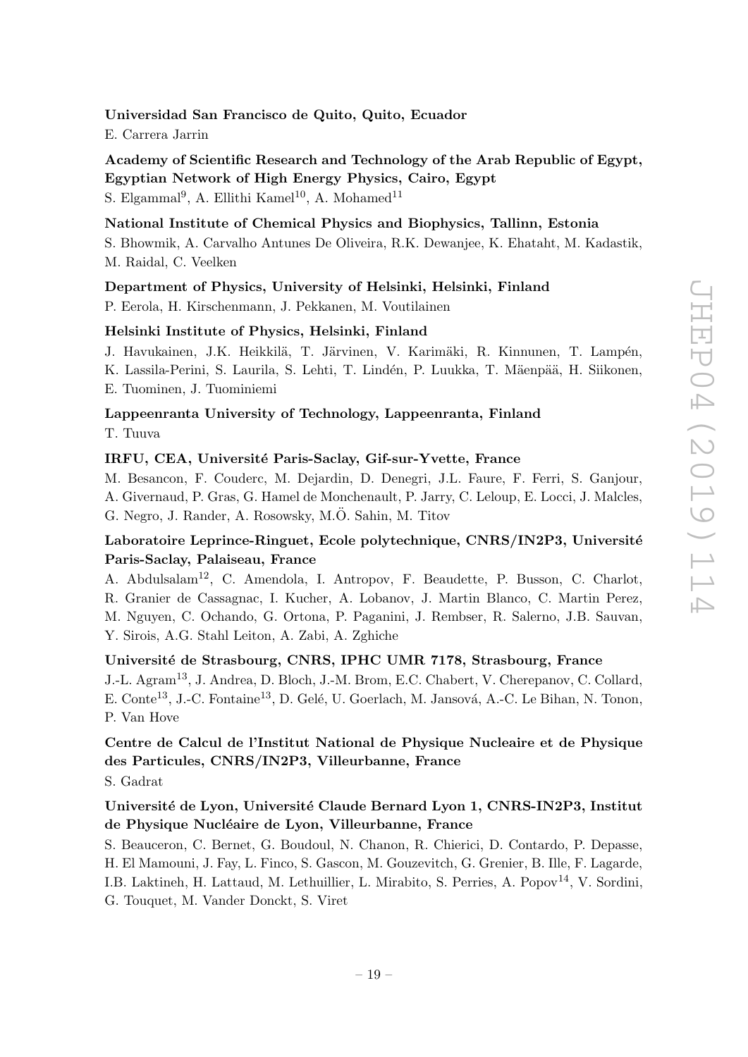**Universidad San Francisco de Quito, Quito, Ecuador**

E. Carrera Jarrin

**Academy of Scientific Research and Technology of the Arab Republic of Egypt, Egyptian Network of High Energy Physics, Cairo, Egypt**

S. Elgammal[9], A. Ellithi Kamel[10], A. Mohamed[11]

**National Institute of Chemical Physics and Biophysics, Tallinn, Estonia**

S. Bhowmik, A. Carvalho Antunes De Oliveira, R.K. Dewanjee, K. Ehataht, M. Kadastik, M. Raidal, C. Veelken

**Department of Physics, University of Helsinki, Helsinki, Finland**

P. Eerola, H. Kirschenmann, J. Pekkanen, M. Voutilainen

**Helsinki Institute of Physics, Helsinki, Finland**

J. Havukainen, J.K. Heikkilä, T. Järvinen, V. Karimäki, R. Kinnunen, T. Lampén, K. Lassila-Perini, S. Laurila, S. Lehti, T. Lindén, P. Luukka, T. Mäenpää, H. Siikonen, E. Tuominen, J. Tuominiemi

**Lappeenranta University of Technology, Lappeenranta, Finland**

T. Tuuva

**IRFU, CEA, Université Paris-Saclay, Gif-sur-Yvette, France**

M. Besancon, F. Couderc, M. Dejardin, D. Denegri, J.L. Faure, F. Ferri, S. Ganjour, A. Givernaud, P. Gras, G. Hamel de Monchenault, P. Jarry, C. Leloup, E. Locci, J. Malcles, G. Negro, J. Rander, A. Rosowsky, M.Ö. Sahin, M. Titov

**Laboratoire Leprince-Ringuet, Ecole polytechnique, CNRS/IN2P3, Université Paris-Saclay, Palaiseau, France**

A. Abdulsalam[12], C. Amendola, I. Antropov, F. Beaudette, P. Busson, C. Charlot, R. Granier de Cassagnac, I. Kucher, A. Lobanov, J. Martin Blanco, C. Martin Perez, M. Nguyen, C. Ochando, G. Ortona, P. Paganini, J. Rembser, R. Salerno, J.B. Sauvan, Y. Sirois, A.G. Stahl Leiton, A. Zabi, A. Zghiche

**Université de Strasbourg, CNRS, IPHC UMR 7178, Strasbourg, France**

J.-L. Agram[13], J. Andrea, D. Bloch, J.-M. Brom, E.C. Chabert, V. Cherepanov, C. Collard, E. Conte[13], J.-C. Fontaine[13], D. Gelé, U. Goerlach, M. Jansová, A.-C. Le Bihan, N. Tonon, P. Van Hove

**Centre de Calcul de l'Institut National de Physique Nucleaire et de Physique des Particules, CNRS/IN2P3, Villeurbanne, France**

S. Gadrat

**Université de Lyon, Université Claude Bernard Lyon 1, CNRS-IN2P3, Institut de Physique Nucléaire de Lyon, Villeurbanne, France**

S. Beauceron, C. Bernet, G. Boudoul, N. Chanon, R. Chierici, D. Contardo, P. Depasse, H. El Mamouni, J. Fay, L. Finco, S. Gascon, M. Gouzevitch, G. Grenier, B. Ille, F. Lagarde, I.B. Laktineh, H. Lattaud, M. Lethuillier, L. Mirabito, S. Perries, A. Popov[14], V. Sordini, G. Touquet, M. Vander Donckt, S. Viret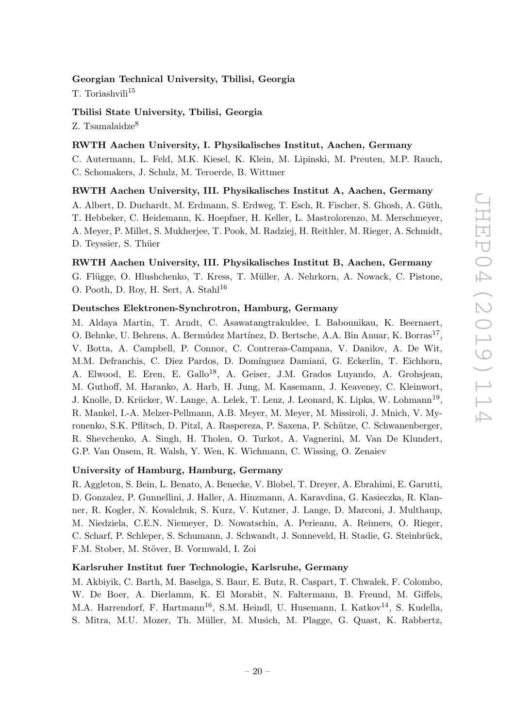**Georgian Technical University, Tbilisi, Georgia**

T. Toriashvili[15]

**Tbilisi State University, Tbilisi, Georgia**

Z. Tsamalaidze[8]

**RWTH Aachen University, I. Physikalisches Institut, Aachen, Germany**

C. Autermann, L. Feld, M.K. Kiesel, K. Klein, M. Lipinski, M. Preuten, M.P. Rauch, C. Schomakers, J. Schulz, M. Teroerde, B. Wittmer

**RWTH Aachen University, III. Physikalisches Institut A, Aachen, Germany**

A. Albert, D. Duchardt, M. Erdmann, S. Erdweg, T. Esch, R. Fischer, S. Ghosh, A. Güth, T. Hebbeker, C. Heidemann, K. Hoepfner, H. Keller, L. Mastrolorenzo, M. Merschmeyer, A. Meyer, P. Millet, S. Mukherjee, T. Pook, M. Radziej, H. Reithler, M. Rieger, A. Schmidt, D. Teyssier, S. Thüer

**RWTH Aachen University, III. Physikalisches Institut B, Aachen, Germany**

G. Flügge, O. Hlushchenko, T. Kress, T. Müller, A. Nehrkorn, A. Nowack, C. Pistone, O. Pooth, D. Roy, H. Sert, A. Stahl[16]

**Deutsches Elektronen-Synchrotron, Hamburg, Germany**

M. Aldaya Martin, T. Arndt, C. Asawatangtrakuldee, I. Babounikau, K. Beernaert, O. Behnke, U. Behrens, A. Bermúdez Martínez, D. Bertsche, A.A. Bin Anuar, K. Borras[17], V. Botta, A. Campbell, P. Connor, C. Contreras-Campana, V. Danilov, A. De Wit, M.M. Defranchis, C. Diez Pardos, D. Domínguez Damiani, G. Eckerlin, T. Eichhorn, A. Elwood, E. Eren, E. Gallo[18], A. Geiser, J.M. Grados Luyando, A. Grohsjean, M. Guthoff, M. Haranko, A. Harb, H. Jung, M. Kasemann, J. Keaveney, C. Kleinwort, J. Knolle, D. Krücker, W. Lange, A. Lelek, T. Lenz, J. Leonard, K. Lipka, W. Lohmann[19], R. Mankel, I.-A. Melzer-Pellmann, A.B. Meyer, M. Meyer, M. Missiroli, J. Mnich, V. Myronenko, S.K. Pflitsch, D. Pitzl, A. Raspereza, P. Saxena, P. Schütze, C. Schwanenberger, R. Shevchenko, A. Singh, H. Tholen, O. Turkot, A. Vagnerini, M. Van De Klundert, G.P. Van Onsem, R. Walsh, Y. Wen, K. Wichmann, C. Wissing, O. Zenaiev

**University of Hamburg, Hamburg, Germany**

R. Aggleton, S. Bein, L. Benato, A. Benecke, V. Blobel, T. Dreyer, A. Ebrahimi, E. Garutti, D. Gonzalez, P. Gunnellini, J. Haller, A. Hinzmann, A. Karavdina, G. Kasieczka, R. Klanner, R. Kogler, N. Kovalchuk, S. Kurz, V. Kutzner, J. Lange, D. Marconi, J. Multhaup, M. Niedziela, C.E.N. Niemeyer, D. Nowatschin, A. Perieanu, A. Reimers, O. Rieger, C. Scharf, P. Schleper, S. Schumann, J. Schwandt, J. Sonneveld, H. Stadie, G. Steinbrück, F.M. Stober, M. Stöver, B. Vormwald, I. Zoi

**Karlsruher Institut fuer Technologie, Karlsruhe, Germany**

M. Akbiyik, C. Barth, M. Baselga, S. Baur, E. Butz, R. Caspart, T. Chwalek, F. Colombo, W. De Boer, A. Dierlamm, K. El Morabit, N. Faltermann, B. Freund, M. Giffels, M.A. Harrendorf, F. Hartmann[16], S.M. Heindl, U. Husemann, I. Katkov[14], S. Kudella, S. Mitra, M.U. Mozer, Th. Müller, M. Musich, M. Plagge, G. Quast, K. Rabbertz,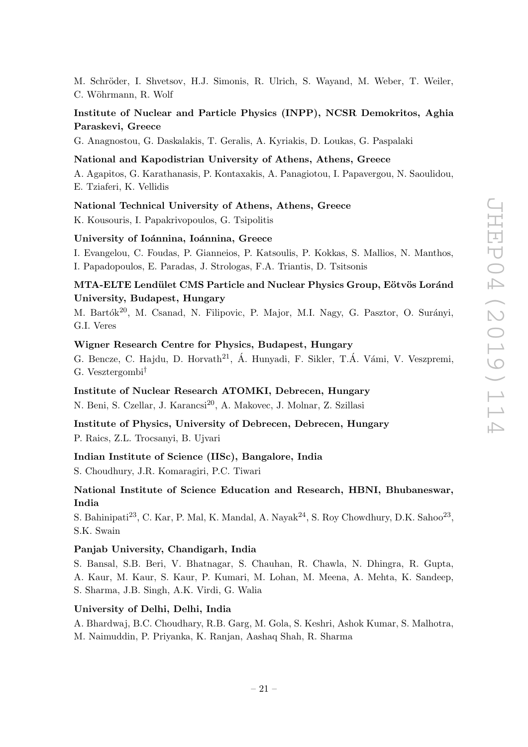M. Schröder, I. Shvetsov, H.J. Simonis, R. Ulrich, S. Wayand, M. Weber, T. Weiler, C. Wöhrmann, R. Wolf

**Institute of Nuclear and Particle Physics (INPP), NCSR Demokritos, Aghia Paraskevi, Greece**

G. Anagnostou, G. Daskalakis, T. Geralis, A. Kyriakis, D. Loukas, G. Paspalaki

**National and Kapodistrian University of Athens, Athens, Greece**

A. Agapitos, G. Karathanasis, P. Kontaxakis, A. Panagiotou, I. Papavergou, N. Saoulidou, E. Tziaferi, K. Vellidis

**National Technical University of Athens, Athens, Greece**

K. Kousouris, I. Papakrivopoulos, G. Tsipolitis

**University of Ioánnina, Ioánnina, Greece**

I. Evangelou, C. Foudas, P. Gianneios, P. Katsoulis, P. Kokkas, S. Mallios, N. Manthos, I. Papadopoulos, E. Paradas, J. Strologas, F.A. Triantis, D. Tsitsonis

**MTA-ELTE Lendület CMS Particle and Nuclear Physics Group, Eötvös Loránd University, Budapest, Hungary**

M. Bartók[20], M. Csanad, N. Filipovic, P. Major, M.I. Nagy, G. Pasztor, O. Surányi, G.I. Veres

**Wigner Research Centre for Physics, Budapest, Hungary**

G. Bencze, C. Hajdu, D. Horvath[21], Á. Hunyadi, F. Sikler, T.Á. Vámi, V. Veszpremi, G. Vesztergombi[†]

**Institute of Nuclear Research ATOMKI, Debrecen, Hungary**

N. Beni, S. Czellar, J. Karancsi[20], A. Makovec, J. Molnar, Z. Szillasi

**Institute of Physics, University of Debrecen, Debrecen, Hungary**

P. Raics, Z.L. Trocsanyi, B. Ujvari

**Indian Institute of Science (IISc), Bangalore, India**

S. Choudhury, J.R. Komaragiri, P.C. Tiwari

**National Institute of Science Education and Research, HBNI, Bhubaneswar, India**

S. Bahinipati[23], C. Kar, P. Mal, K. Mandal, A. Nayak[24], S. Roy Chowdhury, D.K. Sahoo[23], S.K. Swain

**Panjab University, Chandigarh, India**

S. Bansal, S.B. Beri, V. Bhatnagar, S. Chauhan, R. Chawla, N. Dhingra, R. Gupta, A. Kaur, M. Kaur, S. Kaur, P. Kumari, M. Lohan, M. Meena, A. Mehta, K. Sandeep, S. Sharma, J.B. Singh, A.K. Virdi, G. Walia

**University of Delhi, Delhi, India**

A. Bhardwaj, B.C. Choudhary, R.B. Garg, M. Gola, S. Keshri, Ashok Kumar, S. Malhotra, M. Naimuddin, P. Priyanka, K. Ranjan, Aashaq Shah, R. Sharma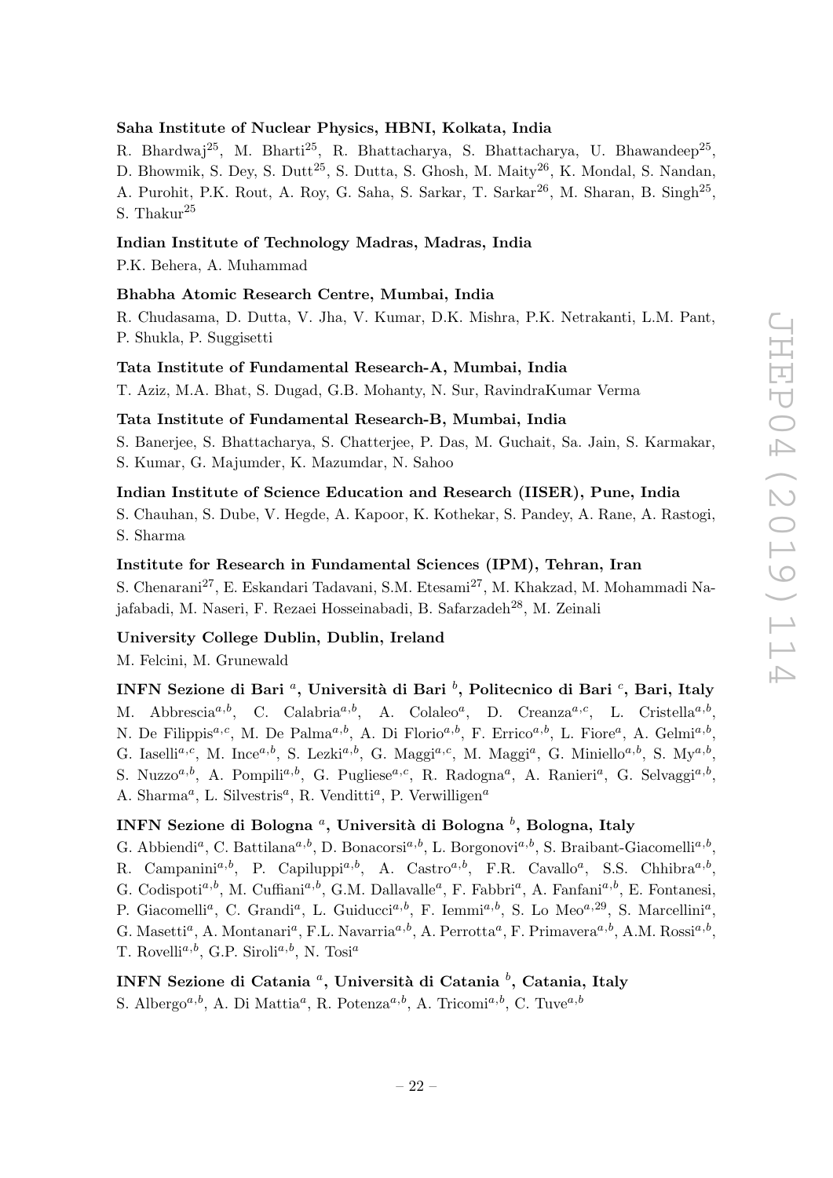**Saha Institute of Nuclear Physics, HBNI, Kolkata, India**

R. Bhardwaj[25], M. Bharti[25], R. Bhattacharya, S. Bhattacharya, U. Bhawandeep[25], D. Bhowmik, S. Dey, S. Dutt[25], S. Dutta, S. Ghosh, M. Maity[26], K. Mondal, S. Nandan, A. Purohit, P.K. Rout, A. Roy, G. Saha, S. Sarkar, T. Sarkar[26], M. Sharan, B. Singh[25], S. Thakur[25]

**Indian Institute of Technology Madras, Madras, India**

P.K. Behera, A. Muhammad

**Bhabha Atomic Research Centre, Mumbai, India**

R. Chudasama, D. Dutta, V. Jha, V. Kumar, D.K. Mishra, P.K. Netrakanti, L.M. Pant, P. Shukla, P. Suggisetti

**Tata Institute of Fundamental Research-A, Mumbai, India**

T. Aziz, M.A. Bhat, S. Dugad, G.B. Mohanty, N. Sur, RavindraKumar Verma

**Tata Institute of Fundamental Research-B, Mumbai, India**

S. Banerjee, S. Bhattacharya, S. Chatterjee, P. Das, M. Guchait, Sa. Jain, S. Karmakar, S. Kumar, G. Majumder, K. Mazumdar, N. Sahoo

**Indian Institute of Science Education and Research (IISER), Pune, India**

S. Chauhan, S. Dube, V. Hegde, A. Kapoor, K. Kothekar, S. Pandey, A. Rane, A. Rastogi, S. Sharma

**Institute for Research in Fundamental Sciences (IPM), Tehran, Iran**

S. Chenarani[27], E. Eskandari Tadavani, S.M. Etesami[27], M. Khakzad, M. Mohammadi Najafabadi, M. Naseri, F. Rezaei Hosseinabadi, B. Safarzadeh[28], M. Zeinali

**University College Dublin, Dublin, Ireland**

M. Felcini, M. Grunewald

**INFN Sezione di Bari [a], Università di Bari [b], Politecnico di Bari [c], Bari, Italy**

M. Abbrescia[a,b], C. Calabria[a,b], A. Colaleo[a], D. Creanza[a,c], L. Cristella[a,b], N. De Filippis[a,c], M. De Palma[a,b], A. Di Florio[a,b], F. Errico[a,b], L. Fiore[a], A. Gelmi[a,b], G. Iaselli[a,c], M. Ince[a,b], S. Lezki[a,b], G. Maggi[a,c], M. Maggi[a], G. Miniello[a,b], S. My[a,b], S. Nuzzo[a,b], A. Pompili[a,b], G. Pugliese[a,c], R. Radogna[a], A. Ranieri[a], G. Selvaggi[a,b], A. Sharma[a], L. Silvestris[a], R. Venditti[a], P. Verwilligen[a]

**INFN Sezione di Bologna [a], Università di Bologna [b], Bologna, Italy**

G. Abbiendi[a], C. Battilana[a,b], D. Bonacorsi[a,b], L. Borgonovi[a,b], S. Braibant-Giacomelli[a,b], R. Campanini[a,b], P. Capiluppi[a,b], A. Castro[a,b], F.R. Cavallo[a], S.S. Chhibra[a,b], G. Codispoti[a,b], M. Cuffiani[a,b], G.M. Dallavalle[a], F. Fabbri[a], A. Fanfani[a,b], E. Fontanesi, P. Giacomelli[a], C. Grandi[a], L. Guiducci[a,b], F. Iemmi[a,b], S. Lo Meo[a,29], S. Marcellini[a], G. Masetti[a], A. Montanari[a], F.L. Navarria[a,b], A. Perrotta[a], F. Primavera[a,b], A.M. Rossi[a,b], T. Rovelli[a,b], G.P. Siroli[a,b], N. Tosi[a]

**INFN Sezione di Catania [a], Università di Catania [b], Catania, Italy**

S. Albergo[a,b], A. Di Mattia[a], R. Potenza[a,b], A. Tricomi[a,b], C. Tuve[a,b]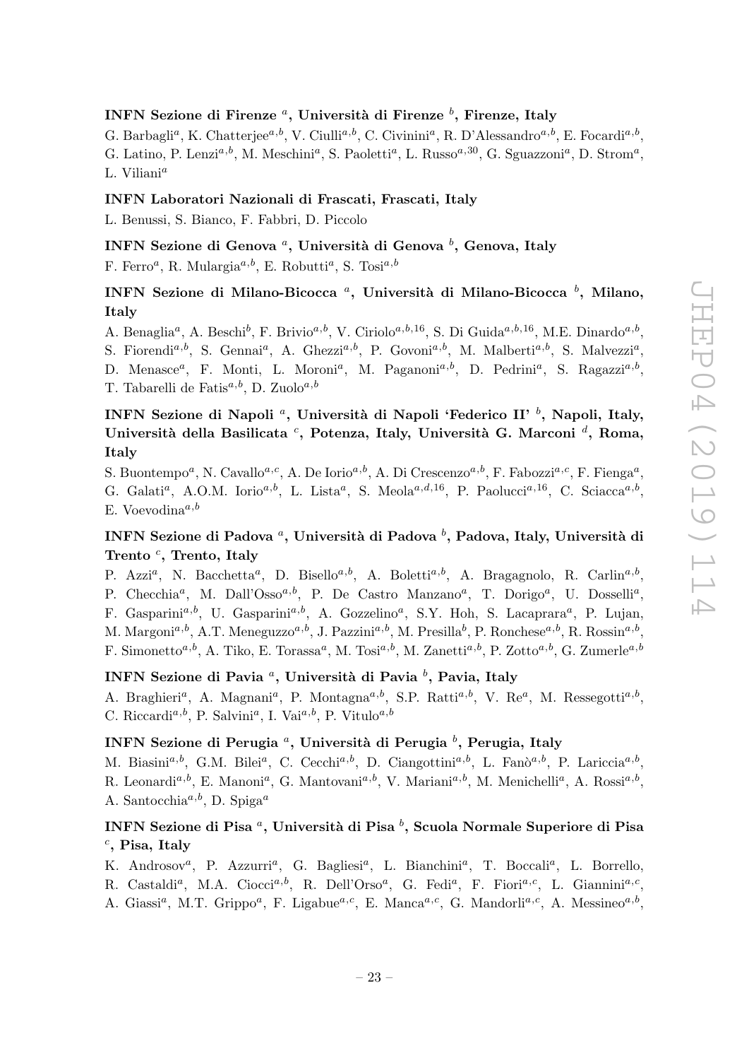#### INFN Sezione di Firenze [a], Università di Firenze [b], Firenze, Italy

G. Barbagli[a], K. Chatterjee[a,b], V. Ciulli[a,b], C. Civinini[a], R. D'Alessandro[a,b], E. Focardi[a,b], G. Latino, P. Lenzi[a,b], M. Meschini[a], S. Paoletti[a], L. Russo[a,30], G. Sguazzoni[a], D. Strom[a], L. Viliani[a]

#### INFN Laboratori Nazionali di Frascati, Frascati, Italy

L. Benussi, S. Bianco, F. Fabbri, D. Piccolo

#### INFN Sezione di Genova [a], Università di Genova [b], Genova, Italy

F. Ferro[a], R. Mulargia[a,b], E. Robutti[a], S. Tosi[a,b]

#### INFN Sezione di Milano-Bicocca [a], Università di Milano-Bicocca [b], Milano, Italy

A. Benaglia[a], A. Beschi[b], F. Brivio[a,b], V. Ciriolo[a,b,16], S. Di Guida[a,b,16], M.E. Dinardo[a,b], S. Fiorendi[a,b], S. Gennai[a], A. Ghezzi[a,b], P. Govoni[a,b], M. Malberti[a,b], S. Malvezzi[a], D. Menasce[a], F. Monti, L. Moroni[a], M. Paganoni[a,b], D. Pedrini[a], S. Ragazzi[a,b], T. Tabarelli de Fatis[a,b], D. Zuolo[a,b]

#### INFN Sezione di Napoli [a], Università di Napoli 'Federico II' [b], Napoli, Italy, Università della Basilicata [c], Potenza, Italy, Università G. Marconi [d], Roma, Italy

S. Buontempo[a], N. Cavallo[a,c], A. De Iorio[a,b], A. Di Crescenzo[a,b], F. Fabozzi[a,c], F. Fienga[a], G. Galati[a], A.O.M. Iorio[a,b], L. Lista[a], S. Meola[a,d,16], P. Paolucci[a,16], C. Sciacca[a,b], E. Voevodina[a,b]

#### INFN Sezione di Padova [a], Università di Padova [b], Padova, Italy, Università di Trento [c], Trento, Italy

P. Azzi[a], N. Bacchetta[a], D. Bisello[a,b], A. Boletti[a,b], A. Bragagnolo, R. Carlin[a,b], P. Checchia[a], M. Dall'Osso[a,b], P. De Castro Manzano[a], T. Dorigo[a], U. Dosselli[a], F. Gasparini[a,b], U. Gasparini[a,b], A. Gozzelino[a], S.Y. Hoh, S. Lacaprara[a], P. Lujan, M. Margoni[a,b], A.T. Meneguzzo[a,b], J. Pazzini[a,b], M. Presilla[b], P. Ronchese[a,b], R. Rossin[a,b], F. Simonetto[a,b], A. Tiko, E. Torassa[a], M. Tosi[a,b], M. Zanetti[a,b], P. Zotto[a,b], G. Zumerle[a,b]

#### INFN Sezione di Pavia [a], Università di Pavia [b], Pavia, Italy

A. Braghieri[a], A. Magnani[a], P. Montagna[a,b], S.P. Ratti[a,b], V. Re[a], M. Ressegotti[a,b], C. Riccardi[a,b], P. Salvini[a], I. Vai[a,b], P. Vitulo[a,b]

#### INFN Sezione di Perugia [a], Università di Perugia [b], Perugia, Italy

M. Biasini[a,b], G.M. Bilei[a], C. Cecchi[a,b], D. Ciangottini[a,b], L. Fanò[a,b], P. Lariccia[a,b], R. Leonardi[a,b], E. Manoni[a], G. Mantovani[a,b], V. Mariani[a,b], M. Menichelli[a], A. Rossi[a,b], A. Santocchia[a,b], D. Spiga[a]

#### INFN Sezione di Pisa [a], Università di Pisa [b], Scuola Normale Superiore di Pisa [c], Pisa, Italy

K. Androsov[a], P. Azzurri[a], G. Bagliesi[a], L. Bianchini[a], T. Boccali[a], L. Borrello, R. Castaldi[a], M.A. Ciocci[a,b], R. Dell'Orso[a], G. Fedi[a], F. Fiori[a,c], L. Giannini[a,c], A. Giassi[a], M.T. Grippo[a], F. Ligabue[a,c], E. Manca[a,c], G. Mandorli[a,c], A. Messineo[a,b],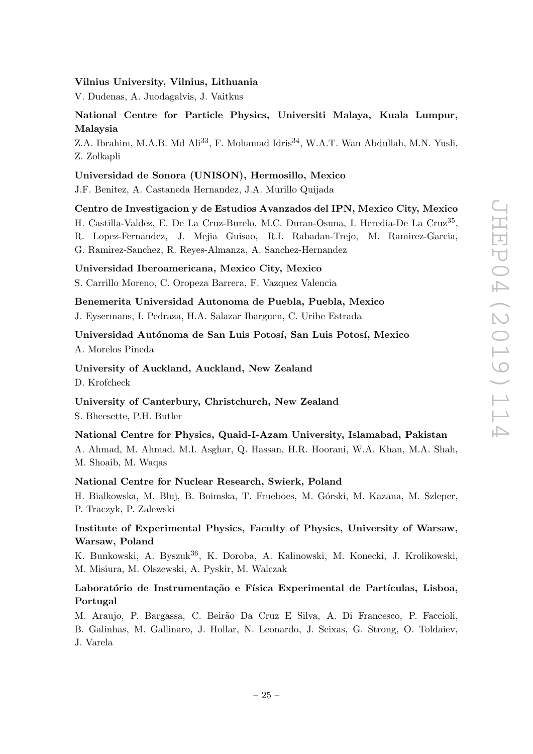**Vilnius University, Vilnius, Lithuania**

V. Dudenas, A. Juodagalvis, J. Vaitkus

**National Centre for Particle Physics, Universiti Malaya, Kuala Lumpur, Malaysia**

Z.A. Ibrahim, M.A.B. Md Ali[33], F. Mohamad Idris[34], W.A.T. Wan Abdullah, M.N. Yusli, Z. Zolkapli

**Universidad de Sonora (UNISON), Hermosillo, Mexico**

J.F. Benitez, A. Castaneda Hernandez, J.A. Murillo Quijada

**Centro de Investigacion y de Estudios Avanzados del IPN, Mexico City, Mexico**

H. Castilla-Valdez, E. De La Cruz-Burelo, M.C. Duran-Osuna, I. Heredia-De La Cruz[35], R. Lopez-Fernandez, J. Mejia Guisao, R.I. Rabadan-Trejo, M. Ramirez-Garcia, G. Ramirez-Sanchez, R. Reyes-Almanza, A. Sanchez-Hernandez

**Universidad Iberoamericana, Mexico City, Mexico**

S. Carrillo Moreno, C. Oropeza Barrera, F. Vazquez Valencia

**Benemerita Universidad Autonoma de Puebla, Puebla, Mexico**

J. Eysermans, I. Pedraza, H.A. Salazar Ibarguen, C. Uribe Estrada

**Universidad Autónoma de San Luis Potosí, San Luis Potosí, Mexico**

A. Morelos Pineda

**University of Auckland, Auckland, New Zealand**

D. Krofcheck

**University of Canterbury, Christchurch, New Zealand**

S. Bheesette, P.H. Butler

**National Centre for Physics, Quaid-I-Azam University, Islamabad, Pakistan**

A. Ahmad, M. Ahmad, M.I. Asghar, Q. Hassan, H.R. Hoorani, W.A. Khan, M.A. Shah, M. Shoaib, M. Waqas

**National Centre for Nuclear Research, Swierk, Poland**

H. Bialkowska, M. Bluj, B. Boimska, T. Frueboes, M. Górski, M. Kazana, M. Szleper, P. Traczyk, P. Zalewski

**Institute of Experimental Physics, Faculty of Physics, University of Warsaw, Warsaw, Poland**

K. Bunkowski, A. Byszuk[36], K. Doroba, A. Kalinowski, M. Konecki, J. Krolikowski, M. Misiura, M. Olszewski, A. Pyskir, M. Walczak

**Laboratório de Instrumentação e Física Experimental de Partículas, Lisboa, Portugal**

M. Araujo, P. Bargassa, C. Beirão Da Cruz E Silva, A. Di Francesco, P. Faccioli, B. Galinhas, M. Gallinaro, J. Hollar, N. Leonardo, J. Seixas, G. Strong, O. Toldaiev, J. Varela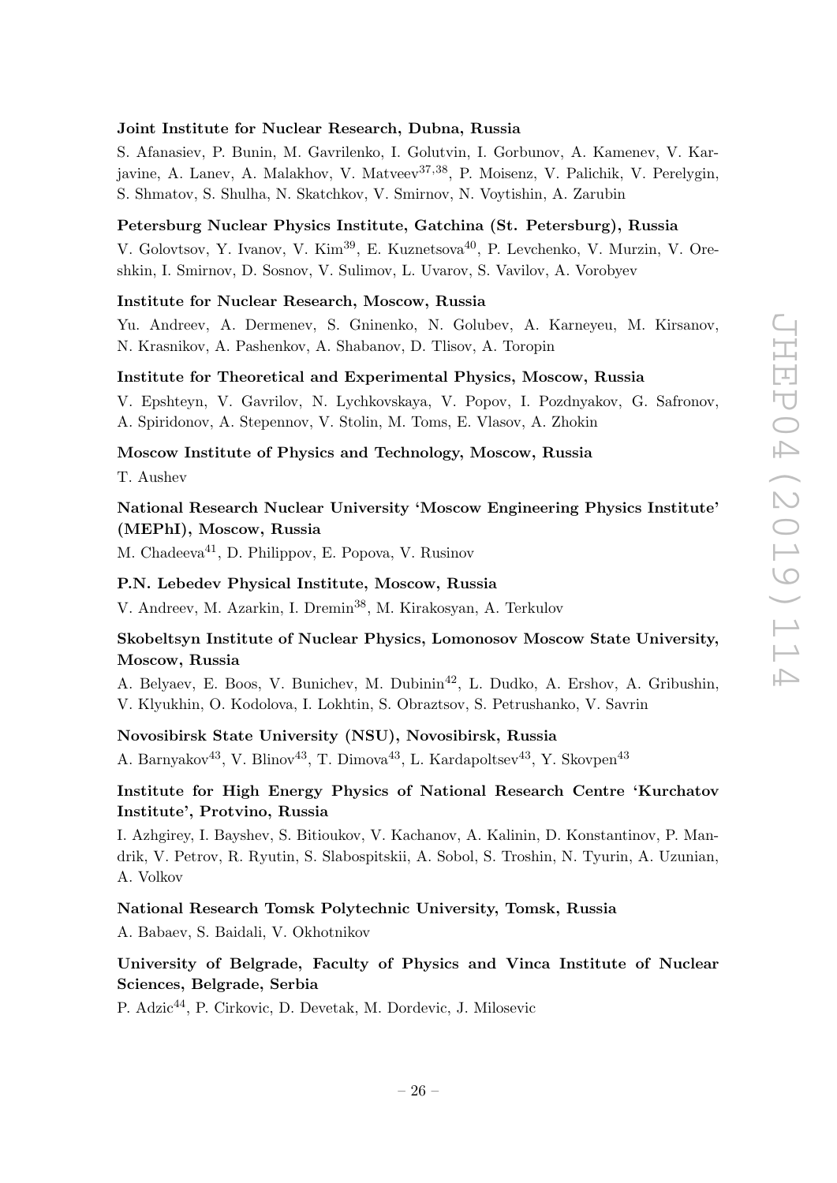**Joint Institute for Nuclear Research, Dubna, Russia**

S. Afanasiev, P. Bunin, M. Gavrilenko, I. Golutvin, I. Gorbunov, A. Kamenev, V. Karjavine, A. Lanev, A. Malakhov, V. Matveev[37,38], P. Moisenz, V. Palichik, V. Perelygin, S. Shmatov, S. Shulha, N. Skatchkov, V. Smirnov, N. Voytishin, A. Zarubin

**Petersburg Nuclear Physics Institute, Gatchina (St. Petersburg), Russia**

V. Golovtsov, Y. Ivanov, V. Kim[39], E. Kuznetsova[40], P. Levchenko, V. Murzin, V. Oreshkin, I. Smirnov, D. Sosnov, V. Sulimov, L. Uvarov, S. Vavilov, A. Vorobyev

**Institute for Nuclear Research, Moscow, Russia**

Yu. Andreev, A. Dermenev, S. Gninenko, N. Golubev, A. Karneyeu, M. Kirsanov, N. Krasnikov, A. Pashenkov, A. Shabanov, D. Tlisov, A. Toropin

**Institute for Theoretical and Experimental Physics, Moscow, Russia**

V. Epshteyn, V. Gavrilov, N. Lychkovskaya, V. Popov, I. Pozdnyakov, G. Safronov, A. Spiridonov, A. Stepennov, V. Stolin, M. Toms, E. Vlasov, A. Zhokin

**Moscow Institute of Physics and Technology, Moscow, Russia**

T. Aushev

**National Research Nuclear University 'Moscow Engineering Physics Institute' (MEPhI), Moscow, Russia**

M. Chadeeva[41], D. Philippov, E. Popova, V. Rusinov

**P.N. Lebedev Physical Institute, Moscow, Russia**

V. Andreev, M. Azarkin, I. Dremin[38], M. Kirakosyan, A. Terkulov

**Skobeltsyn Institute of Nuclear Physics, Lomonosov Moscow State University, Moscow, Russia**

A. Belyaev, E. Boos, V. Bunichev, M. Dubinin[42], L. Dudko, A. Ershov, A. Gribushin, V. Klyukhin, O. Kodolova, I. Lokhtin, S. Obraztsov, S. Petrushanko, V. Savrin

**Novosibirsk State University (NSU), Novosibirsk, Russia**

A. Barnyakov[43], V. Blinov[43], T. Dimova[43], L. Kardapoltsev[43], Y. Skovpen[43]

**Institute for High Energy Physics of National Research Centre 'Kurchatov Institute', Protvino, Russia**

I. Azhgirey, I. Bayshev, S. Bitioukov, V. Kachanov, A. Kalinin, D. Konstantinov, P. Mandrik, V. Petrov, R. Ryutin, S. Slabospitskii, A. Sobol, S. Troshin, N. Tyurin, A. Uzunian, A. Volkov

**National Research Tomsk Polytechnic University, Tomsk, Russia**

A. Babaev, S. Baidali, V. Okhotnikov

**University of Belgrade, Faculty of Physics and Vinca Institute of Nuclear Sciences, Belgrade, Serbia**

P. Adzic[44], P. Cirkovic, D. Devetak, M. Dordevic, J. Milosevic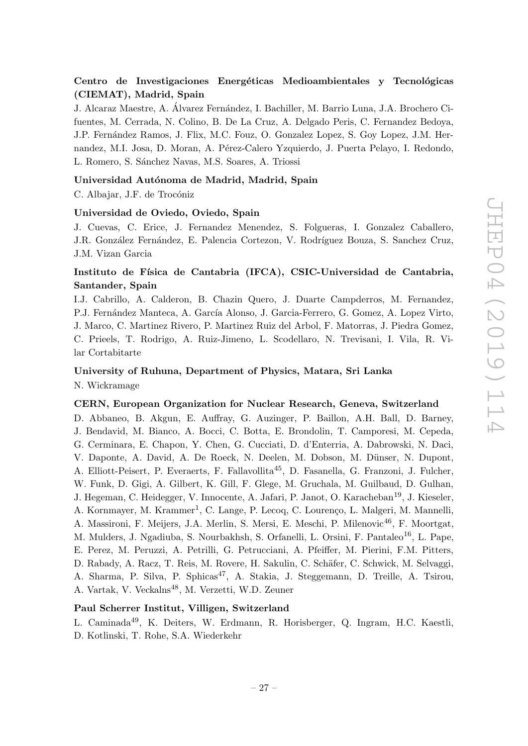### Centro de Investigaciones Energéticas Medioambientales y Tecnológicas (CIEMAT), Madrid, Spain

J. Alcaraz Maestre, A. Álvarez Fernández, I. Bachiller, M. Barrio Luna, J.A. Brochero Cifuentes, M. Cerrada, N. Colino, B. De La Cruz, A. Delgado Peris, C. Fernandez Bedoya, J.P. Fernández Ramos, J. Flix, M.C. Fouz, O. Gonzalez Lopez, S. Goy Lopez, J.M. Hernandez, M.I. Josa, D. Moran, A. Pérez-Calero Yzquierdo, J. Puerta Pelayo, I. Redondo, L. Romero, S. Sánchez Navas, M.S. Soares, A. Triossi

### Universidad Autónoma de Madrid, Madrid, Spain

C. Albajar, J.F. de Trocóniz

### Universidad de Oviedo, Oviedo, Spain

J. Cuevas, C. Erice, J. Fernandez Menendez, S. Folgueras, I. Gonzalez Caballero, J.R. González Fernández, E. Palencia Cortezon, V. Rodríguez Bouza, S. Sanchez Cruz, J.M. Vizan Garcia

### Instituto de Física de Cantabria (IFCA), CSIC-Universidad de Cantabria, Santander, Spain

I.J. Cabrillo, A. Calderon, B. Chazin Quero, J. Duarte Campderros, M. Fernandez, P.J. Fernández Manteca, A. García Alonso, J. Garcia-Ferrero, G. Gomez, A. Lopez Virto, J. Marco, C. Martinez Rivero, P. Martinez Ruiz del Arbol, F. Matorras, J. Piedra Gomez, C. Prieels, T. Rodrigo, A. Ruiz-Jimeno, L. Scodellaro, N. Trevisani, I. Vila, R. Vilar Cortabitarte

### University of Ruhuna, Department of Physics, Matara, Sri Lanka

N. Wickramage

### CERN, European Organization for Nuclear Research, Geneva, Switzerland

D. Abbaneo, B. Akgun, E. Auffray, G. Auzinger, P. Baillon, A.H. Ball, D. Barney, J. Bendavid, M. Bianco, A. Bocci, C. Botta, E. Brondolin, T. Camporesi, M. Cepeda, G. Cerminara, E. Chapon, Y. Chen, G. Cucciati, D. d'Enterria, A. Dabrowski, N. Daci, V. Daponte, A. David, A. De Roeck, N. Deelen, M. Dobson, M. Dünser, N. Dupont, A. Elliott-Peisert, P. Everaerts, F. Fallavollita[45], D. Fasanella, G. Franzoni, J. Fulcher, W. Funk, D. Gigi, A. Gilbert, K. Gill, F. Glege, M. Gruchala, M. Guilbaud, D. Gulhan, J. Hegeman, C. Heidegger, V. Innocente, A. Jafari, P. Janot, O. Karacheban[19], J. Kieseler, A. Kornmayer, M. Krammer[1], C. Lange, P. Lecoq, C. Lourenço, L. Malgeri, M. Mannelli, A. Massironi, F. Meijers, J.A. Merlin, S. Mersi, E. Meschi, P. Milenovic[46], F. Moortgat, M. Mulders, J. Ngadiuba, S. Nourbakhsh, S. Orfanelli, L. Orsini, F. Pantaleo[16], L. Pape, E. Perez, M. Peruzzi, A. Petrilli, G. Petrucciani, A. Pfeiffer, M. Pierini, F.M. Pitters, D. Rabady, A. Racz, T. Reis, M. Rovere, H. Sakulin, C. Schäfer, C. Schwick, M. Selvaggi, A. Sharma, P. Silva, P. Sphicas[47], A. Stakia, J. Steggemann, D. Treille, A. Tsirou, A. Vartak, V. Veckalns[48], M. Verzetti, W.D. Zeuner

### Paul Scherrer Institut, Villigen, Switzerland

L. Caminada[49], K. Deiters, W. Erdmann, R. Horisberger, Q. Ingram, H.C. Kaestli, D. Kotlinski, T. Rohe, S.A. Wiederkehr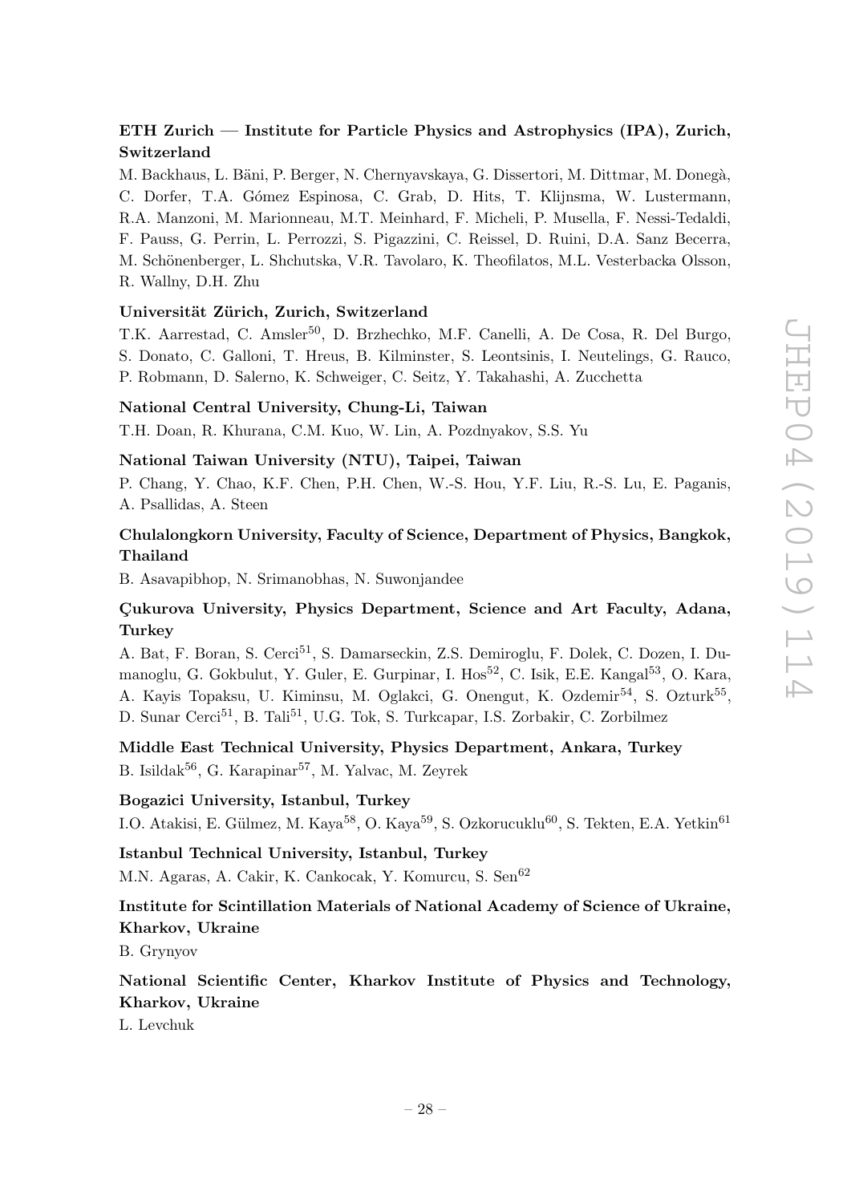**ETH Zurich — Institute for Particle Physics and Astrophysics (IPA), Zurich, Switzerland**

M. Backhaus, L. Bäni, P. Berger, N. Chernyavskaya, G. Dissertori, M. Dittmar, M. Donegà, C. Dorfer, T.A. Gómez Espinosa, C. Grab, D. Hits, T. Klijnsma, W. Lustermann, R.A. Manzoni, M. Marionneau, M.T. Meinhard, F. Micheli, P. Musella, F. Nessi-Tedaldi, F. Pauss, G. Perrin, L. Perrozzi, S. Pigazzini, C. Reissel, D. Ruini, D.A. Sanz Becerra, M. Schönenberger, L. Shchutska, V.R. Tavolaro, K. Theofilatos, M.L. Vesterbacka Olsson, R. Wallny, D.H. Zhu

**Universität Zürich, Zurich, Switzerland**

T.K. Aarrestad, C. Amsler[50], D. Brzhechko, M.F. Canelli, A. De Cosa, R. Del Burgo, S. Donato, C. Galloni, T. Hreus, B. Kilminster, S. Leontsinis, I. Neutelings, G. Rauco, P. Robmann, D. Salerno, K. Schweiger, C. Seitz, Y. Takahashi, A. Zucchetta

**National Central University, Chung-Li, Taiwan**

T.H. Doan, R. Khurana, C.M. Kuo, W. Lin, A. Pozdnyakov, S.S. Yu

**National Taiwan University (NTU), Taipei, Taiwan**

P. Chang, Y. Chao, K.F. Chen, P.H. Chen, W.-S. Hou, Y.F. Liu, R.-S. Lu, E. Paganis, A. Psallidas, A. Steen

**Chulalongkorn University, Faculty of Science, Department of Physics, Bangkok, Thailand**

B. Asavapibhop, N. Srimanobhas, N. Suwonjandee

**Çukurova University, Physics Department, Science and Art Faculty, Adana, Turkey**

A. Bat, F. Boran, S. Cerci[51], S. Damarseckin, Z.S. Demiroglu, F. Dolek, C. Dozen, I. Dumanoglu, G. Gokbulut, Y. Guler, E. Gurpinar, I. Hos[52], C. Isik, E.E. Kangal[53], O. Kara, A. Kayis Topaksu, U. Kiminsu, M. Oglakci, G. Onengut, K. Ozdemir[54], S. Ozturk[55], D. Sunar Cerci[51], B. Tali[51], U.G. Tok, S. Turkcapar, I.S. Zorbakir, C. Zorbilmez

**Middle East Technical University, Physics Department, Ankara, Turkey**

B. Isildak[56], G. Karapinar[57], M. Yalvac, M. Zeyrek

**Bogazici University, Istanbul, Turkey**

I.O. Atakisi, E. Gülmez, M. Kaya[58], O. Kaya[59], S. Ozkorucuklu[60], S. Tekten, E.A. Yetkin[61]

**Istanbul Technical University, Istanbul, Turkey**

M.N. Agaras, A. Cakir, K. Cankocak, Y. Komurcu, S. Sen[62]

**Institute for Scintillation Materials of National Academy of Science of Ukraine, Kharkov, Ukraine**

B. Grynyov

**National Scientific Center, Kharkov Institute of Physics and Technology, Kharkov, Ukraine**

L. Levchuk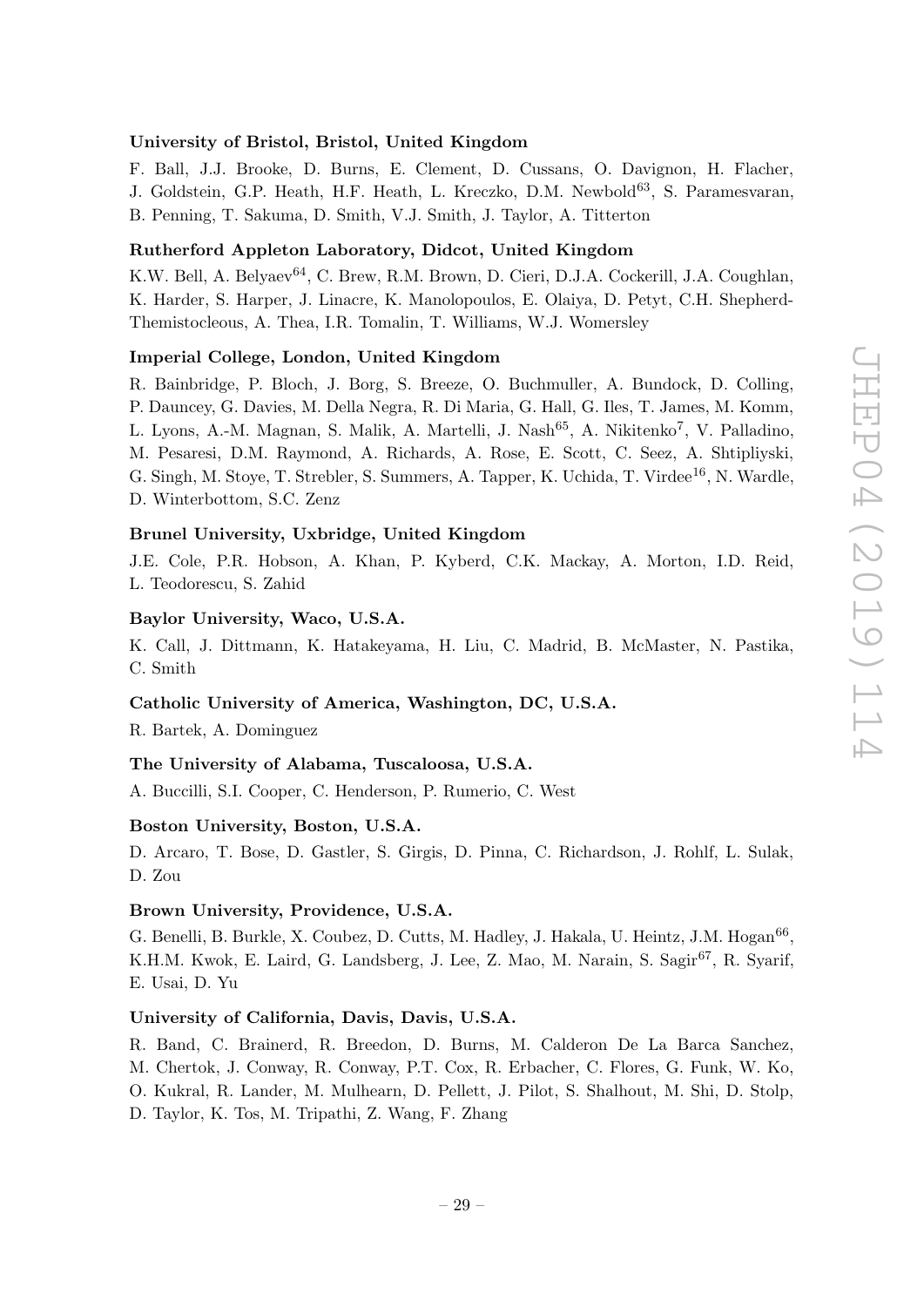**University of Bristol, Bristol, United Kingdom**

F. Ball, J.J. Brooke, D. Burns, E. Clement, D. Cussans, O. Davignon, H. Flacher, J. Goldstein, G.P. Heath, H.F. Heath, L. Kreczko, D.M. Newbold[63], S. Paramesvaran, B. Penning, T. Sakuma, D. Smith, V.J. Smith, J. Taylor, A. Titterton

**Rutherford Appleton Laboratory, Didcot, United Kingdom**

K.W. Bell, A. Belyaev[64], C. Brew, R.M. Brown, D. Cieri, D.J.A. Cockerill, J.A. Coughlan, K. Harder, S. Harper, J. Linacre, K. Manolopoulos, E. Olaiya, D. Petyt, C.H. Shepherd-Themistocleous, A. Thea, I.R. Tomalin, T. Williams, W.J. Womersley

**Imperial College, London, United Kingdom**

R. Bainbridge, P. Bloch, J. Borg, S. Breeze, O. Buchmuller, A. Bundock, D. Colling, P. Dauncey, G. Davies, M. Della Negra, R. Di Maria, G. Hall, G. Iles, T. James, M. Komm, L. Lyons, A.-M. Magnan, S. Malik, A. Martelli, J. Nash[65], A. Nikitenko[7], V. Palladino, M. Pesaresi, D.M. Raymond, A. Richards, A. Rose, E. Scott, C. Seez, A. Shtipliyski, G. Singh, M. Stoye, T. Strebler, S. Summers, A. Tapper, K. Uchida, T. Virdee[16], N. Wardle, D. Winterbottom, S.C. Zenz

**Brunel University, Uxbridge, United Kingdom**

J.E. Cole, P.R. Hobson, A. Khan, P. Kyberd, C.K. Mackay, A. Morton, I.D. Reid, L. Teodorescu, S. Zahid

**Baylor University, Waco, U.S.A.**

K. Call, J. Dittmann, K. Hatakeyama, H. Liu, C. Madrid, B. McMaster, N. Pastika, C. Smith

**Catholic University of America, Washington, DC, U.S.A.**

R. Bartek, A. Dominguez

**The University of Alabama, Tuscaloosa, U.S.A.**

A. Buccilli, S.I. Cooper, C. Henderson, P. Rumerio, C. West

**Boston University, Boston, U.S.A.**

D. Arcaro, T. Bose, D. Gastler, S. Girgis, D. Pinna, C. Richardson, J. Rohlf, L. Sulak, D. Zou

**Brown University, Providence, U.S.A.**

G. Benelli, B. Burkle, X. Coubez, D. Cutts, M. Hadley, J. Hakala, U. Heintz, J.M. Hogan[66], K.H.M. Kwok, E. Laird, G. Landsberg, J. Lee, Z. Mao, M. Narain, S. Sagir[67], R. Syarif, E. Usai, D. Yu

**University of California, Davis, Davis, U.S.A.**

R. Band, C. Brainerd, R. Breedon, D. Burns, M. Calderon De La Barca Sanchez, M. Chertok, J. Conway, R. Conway, P.T. Cox, R. Erbacher, C. Flores, G. Funk, W. Ko, O. Kukral, R. Lander, M. Mulhearn, D. Pellett, J. Pilot, S. Shalhout, M. Shi, D. Stolp, D. Taylor, K. Tos, M. Tripathi, Z. Wang, F. Zhang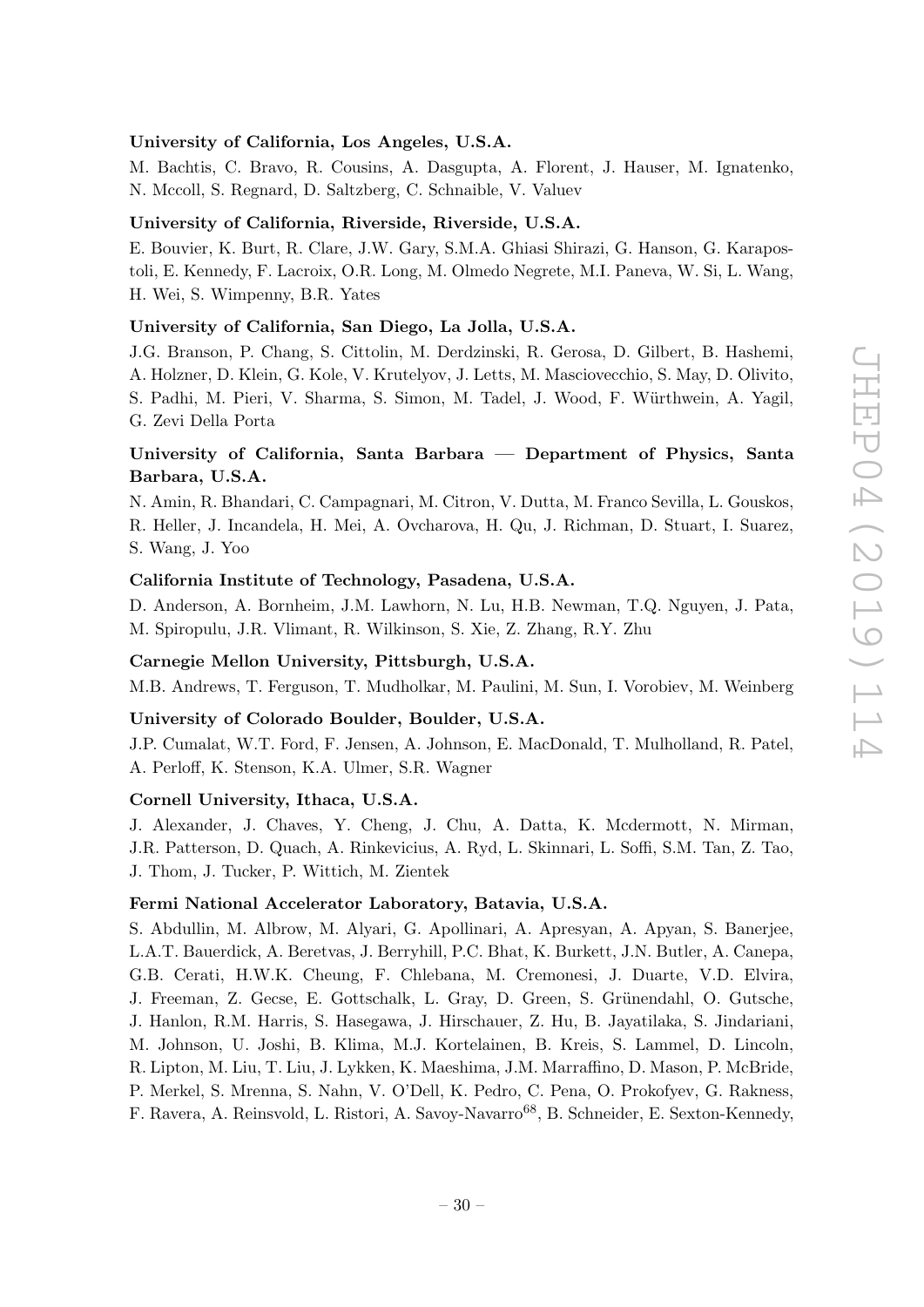**University of California, Los Angeles, U.S.A.**

M. Bachtis, C. Bravo, R. Cousins, A. Dasgupta, A. Florent, J. Hauser, M. Ignatenko, N. Mccoll, S. Regnard, D. Saltzberg, C. Schnaible, V. Valuev

**University of California, Riverside, Riverside, U.S.A.**

E. Bouvier, K. Burt, R. Clare, J.W. Gary, S.M.A. Ghiasi Shirazi, G. Hanson, G. Karapostoli, E. Kennedy, F. Lacroix, O.R. Long, M. Olmedo Negrete, M.I. Paneva, W. Si, L. Wang, H. Wei, S. Wimpenny, B.R. Yates

**University of California, San Diego, La Jolla, U.S.A.**

J.G. Branson, P. Chang, S. Cittolin, M. Derdzinski, R. Gerosa, D. Gilbert, B. Hashemi, A. Holzner, D. Klein, G. Kole, V. Krutelyov, J. Letts, M. Masciovecchio, S. May, D. Olivito, S. Padhi, M. Pieri, V. Sharma, S. Simon, M. Tadel, J. Wood, F. Würthwein, A. Yagil, G. Zevi Della Porta

**University of California, Santa Barbara — Department of Physics, Santa Barbara, U.S.A.**

N. Amin, R. Bhandari, C. Campagnari, M. Citron, V. Dutta, M. Franco Sevilla, L. Gouskos, R. Heller, J. Incandela, H. Mei, A. Ovcharova, H. Qu, J. Richman, D. Stuart, I. Suarez, S. Wang, J. Yoo

**California Institute of Technology, Pasadena, U.S.A.**

D. Anderson, A. Bornheim, J.M. Lawhorn, N. Lu, H.B. Newman, T.Q. Nguyen, J. Pata, M. Spiropulu, J.R. Vlimant, R. Wilkinson, S. Xie, Z. Zhang, R.Y. Zhu

**Carnegie Mellon University, Pittsburgh, U.S.A.**

M.B. Andrews, T. Ferguson, T. Mudholkar, M. Paulini, M. Sun, I. Vorobiev, M. Weinberg

**University of Colorado Boulder, Boulder, U.S.A.**

J.P. Cumalat, W.T. Ford, F. Jensen, A. Johnson, E. MacDonald, T. Mulholland, R. Patel, A. Perloff, K. Stenson, K.A. Ulmer, S.R. Wagner

**Cornell University, Ithaca, U.S.A.**

J. Alexander, J. Chaves, Y. Cheng, J. Chu, A. Datta, K. Mcdermott, N. Mirman, J.R. Patterson, D. Quach, A. Rinkevicius, A. Ryd, L. Skinnari, L. Soffi, S.M. Tan, Z. Tao, J. Thom, J. Tucker, P. Wittich, M. Zientek

**Fermi National Accelerator Laboratory, Batavia, U.S.A.**

S. Abdullin, M. Albrow, M. Alyari, G. Apollinari, A. Apresyan, A. Apyan, S. Banerjee, L.A.T. Bauerdick, A. Beretvas, J. Berryhill, P.C. Bhat, K. Burkett, J.N. Butler, A. Canepa, G.B. Cerati, H.W.K. Cheung, F. Chlebana, M. Cremonesi, J. Duarte, V.D. Elvira, J. Freeman, Z. Gecse, E. Gottschalk, L. Gray, D. Green, S. Grünendahl, O. Gutsche, J. Hanlon, R.M. Harris, S. Hasegawa, J. Hirschauer, Z. Hu, B. Jayatilaka, S. Jindariani, M. Johnson, U. Joshi, B. Klima, M.J. Kortelainen, B. Kreis, S. Lammel, D. Lincoln, R. Lipton, M. Liu, T. Liu, J. Lykken, K. Maeshima, J.M. Marraffino, D. Mason, P. McBride, P. Merkel, S. Mrenna, S. Nahn, V. O'Dell, K. Pedro, C. Pena, O. Prokofyev, G. Rakness, F. Ravera, A. Reinsvold, L. Ristori, A. Savoy-Navarro[68], B. Schneider, E. Sexton-Kennedy,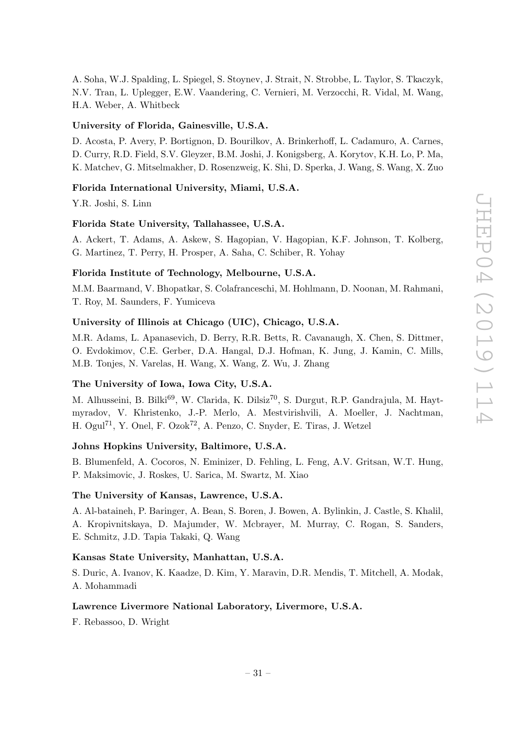A. Soha, W.J. Spalding, L. Spiegel, S. Stoynev, J. Strait, N. Strobbe, L. Taylor, S. Tkaczyk, N.V. Tran, L. Uplegger, E.W. Vaandering, C. Vernieri, M. Verzocchi, R. Vidal, M. Wang, H.A. Weber, A. Whitbeck

**University of Florida, Gainesville, U.S.A.**

D. Acosta, P. Avery, P. Bortignon, D. Bourilkov, A. Brinkerhoff, L. Cadamuro, A. Carnes, D. Curry, R.D. Field, S.V. Gleyzer, B.M. Joshi, J. Konigsberg, A. Korytov, K.H. Lo, P. Ma, K. Matchev, G. Mitselmakher, D. Rosenzweig, K. Shi, D. Sperka, J. Wang, S. Wang, X. Zuo

**Florida International University, Miami, U.S.A.**

Y.R. Joshi, S. Linn

**Florida State University, Tallahassee, U.S.A.**

A. Ackert, T. Adams, A. Askew, S. Hagopian, V. Hagopian, K.F. Johnson, T. Kolberg, G. Martinez, T. Perry, H. Prosper, A. Saha, C. Schiber, R. Yohay

**Florida Institute of Technology, Melbourne, U.S.A.**

M.M. Baarmand, V. Bhopatkar, S. Colafranceschi, M. Hohlmann, D. Noonan, M. Rahmani, T. Roy, M. Saunders, F. Yumiceva

**University of Illinois at Chicago (UIC), Chicago, U.S.A.**

M.R. Adams, L. Apanasevich, D. Berry, R.R. Betts, R. Cavanaugh, X. Chen, S. Dittmer, O. Evdokimov, C.E. Gerber, D.A. Hangal, D.J. Hofman, K. Jung, J. Kamin, C. Mills, M.B. Tonjes, N. Varelas, H. Wang, X. Wang, Z. Wu, J. Zhang

**The University of Iowa, Iowa City, U.S.A.**

M. Alhusseini, B. Bilki[69], W. Clarida, K. Dilsiz[70], S. Durgut, R.P. Gandrajula, M. Haytmyradov, V. Khristenko, J.-P. Merlo, A. Mestvirishvili, A. Moeller, J. Nachtman, H. Ogul[71], Y. Onel, F. Ozok[72], A. Penzo, C. Snyder, E. Tiras, J. Wetzel

**Johns Hopkins University, Baltimore, U.S.A.**

B. Blumenfeld, A. Cocoros, N. Eminizer, D. Fehling, L. Feng, A.V. Gritsan, W.T. Hung, P. Maksimovic, J. Roskes, U. Sarica, M. Swartz, M. Xiao

**The University of Kansas, Lawrence, U.S.A.**

A. Al-bataineh, P. Baringer, A. Bean, S. Boren, J. Bowen, A. Bylinkin, J. Castle, S. Khalil, A. Kropivnitskaya, D. Majumder, W. Mcbrayer, M. Murray, C. Rogan, S. Sanders, E. Schmitz, J.D. Tapia Takaki, Q. Wang

**Kansas State University, Manhattan, U.S.A.**

S. Duric, A. Ivanov, K. Kaadze, D. Kim, Y. Maravin, D.R. Mendis, T. Mitchell, A. Modak, A. Mohammadi

**Lawrence Livermore National Laboratory, Livermore, U.S.A.**

F. Rebassoo, D. Wright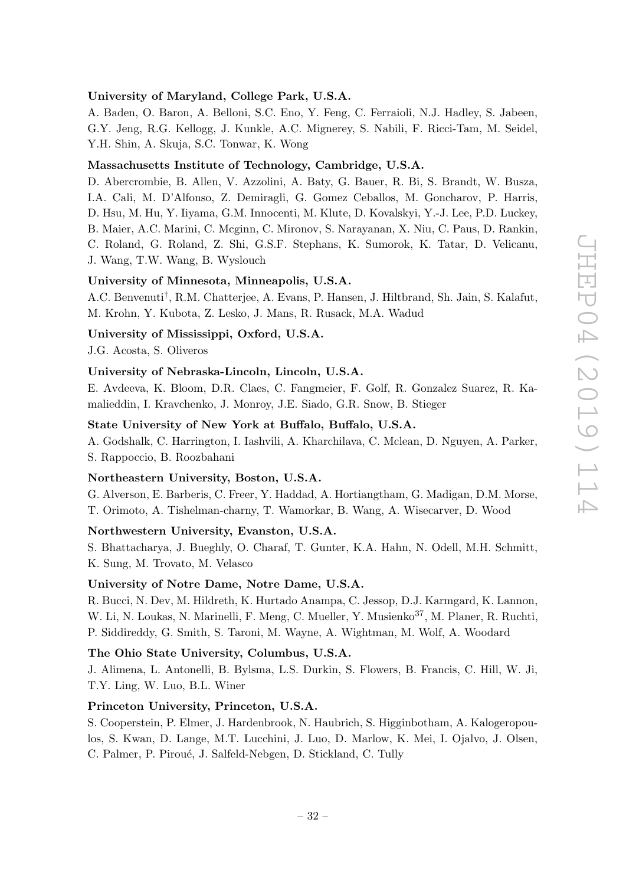**University of Maryland, College Park, U.S.A.**

A. Baden, O. Baron, A. Belloni, S.C. Eno, Y. Feng, C. Ferraioli, N.J. Hadley, S. Jabeen, G.Y. Jeng, R.G. Kellogg, J. Kunkle, A.C. Mignerey, S. Nabili, F. Ricci-Tam, M. Seidel, Y.H. Shin, A. Skuja, S.C. Tonwar, K. Wong

**Massachusetts Institute of Technology, Cambridge, U.S.A.**

D. Abercrombie, B. Allen, V. Azzolini, A. Baty, G. Bauer, R. Bi, S. Brandt, W. Busza, I.A. Cali, M. D'Alfonso, Z. Demiragli, G. Gomez Ceballos, M. Goncharov, P. Harris, D. Hsu, M. Hu, Y. Iiyama, G.M. Innocenti, M. Klute, D. Kovalskyi, Y.-J. Lee, P.D. Luckey, B. Maier, A.C. Marini, C. Mcginn, C. Mironov, S. Narayanan, X. Niu, C. Paus, D. Rankin, C. Roland, G. Roland, Z. Shi, G.S.F. Stephans, K. Sumorok, K. Tatar, D. Velicanu, J. Wang, T.W. Wang, B. Wyslouch

**University of Minnesota, Minneapolis, U.S.A.**

A.C. Benvenuti[†], R.M. Chatterjee, A. Evans, P. Hansen, J. Hiltbrand, Sh. Jain, S. Kalafut, M. Krohn, Y. Kubota, Z. Lesko, J. Mans, R. Rusack, M.A. Wadud

**University of Mississippi, Oxford, U.S.A.**

J.G. Acosta, S. Oliveros

**University of Nebraska-Lincoln, Lincoln, U.S.A.**

E. Avdeeva, K. Bloom, D.R. Claes, C. Fangmeier, F. Golf, R. Gonzalez Suarez, R. Kamalieddin, I. Kravchenko, J. Monroy, J.E. Siado, G.R. Snow, B. Stieger

**State University of New York at Buffalo, Buffalo, U.S.A.**

A. Godshalk, C. Harrington, I. Iashvili, A. Kharchilava, C. Mclean, D. Nguyen, A. Parker, S. Rappoccio, B. Roozbahani

**Northeastern University, Boston, U.S.A.**

G. Alverson, E. Barberis, C. Freer, Y. Haddad, A. Hortiangtham, G. Madigan, D.M. Morse, T. Orimoto, A. Tishelman-charny, T. Wamorkar, B. Wang, A. Wisecarver, D. Wood

**Northwestern University, Evanston, U.S.A.**

S. Bhattacharya, J. Bueghly, O. Charaf, T. Gunter, K.A. Hahn, N. Odell, M.H. Schmitt, K. Sung, M. Trovato, M. Velasco

**University of Notre Dame, Notre Dame, U.S.A.**

R. Bucci, N. Dev, M. Hildreth, K. Hurtado Anampa, C. Jessop, D.J. Karmgard, K. Lannon, W. Li, N. Loukas, N. Marinelli, F. Meng, C. Mueller, Y. Musienko[37], M. Planer, R. Ruchti, P. Siddireddy, G. Smith, S. Taroni, M. Wayne, A. Wightman, M. Wolf, A. Woodard

**The Ohio State University, Columbus, U.S.A.**

J. Alimena, L. Antonelli, B. Bylsma, L.S. Durkin, S. Flowers, B. Francis, C. Hill, W. Ji, T.Y. Ling, W. Luo, B.L. Winer

**Princeton University, Princeton, U.S.A.**

S. Cooperstein, P. Elmer, J. Hardenbrook, N. Haubrich, S. Higginbotham, A. Kalogeropoulos, S. Kwan, D. Lange, M.T. Lucchini, J. Luo, D. Marlow, K. Mei, I. Ojalvo, J. Olsen, C. Palmer, P. Piroué, J. Salfeld-Nebgen, D. Stickland, C. Tully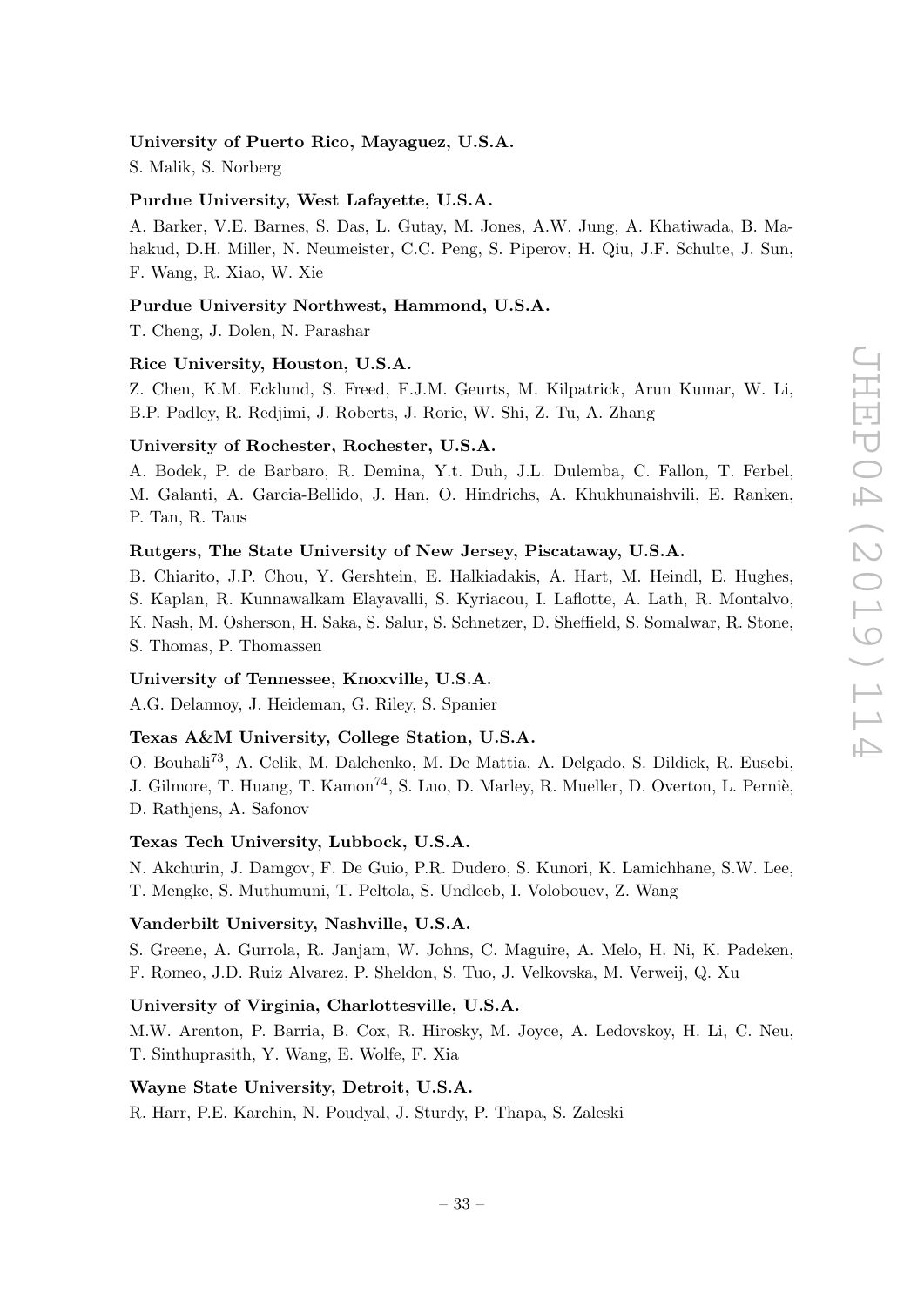**University of Puerto Rico, Mayaguez, U.S.A.**

S. Malik, S. Norberg

**Purdue University, West Lafayette, U.S.A.**

A. Barker, V.E. Barnes, S. Das, L. Gutay, M. Jones, A.W. Jung, A. Khatiwada, B. Mahakud, D.H. Miller, N. Neumeister, C.C. Peng, S. Piperov, H. Qiu, J.F. Schulte, J. Sun, F. Wang, R. Xiao, W. Xie

**Purdue University Northwest, Hammond, U.S.A.**

T. Cheng, J. Dolen, N. Parashar

**Rice University, Houston, U.S.A.**

Z. Chen, K.M. Ecklund, S. Freed, F.J.M. Geurts, M. Kilpatrick, Arun Kumar, W. Li, B.P. Padley, R. Redjimi, J. Roberts, J. Rorie, W. Shi, Z. Tu, A. Zhang

**University of Rochester, Rochester, U.S.A.**

A. Bodek, P. de Barbaro, R. Demina, Y.t. Duh, J.L. Dulemba, C. Fallon, T. Ferbel, M. Galanti, A. Garcia-Bellido, J. Han, O. Hindrichs, A. Khukhunaishvili, E. Ranken, P. Tan, R. Taus

**Rutgers, The State University of New Jersey, Piscataway, U.S.A.**

B. Chiarito, J.P. Chou, Y. Gershtein, E. Halkiadakis, A. Hart, M. Heindl, E. Hughes, S. Kaplan, R. Kunnawalkam Elayavalli, S. Kyriacou, I. Laflotte, A. Lath, R. Montalvo, K. Nash, M. Osherson, H. Saka, S. Salur, S. Schnetzer, D. Sheffield, S. Somalwar, R. Stone, S. Thomas, P. Thomassen

**University of Tennessee, Knoxville, U.S.A.**

A.G. Delannoy, J. Heideman, G. Riley, S. Spanier

**Texas A&M University, College Station, U.S.A.**

O. Bouhali[73], A. Celik, M. Dalchenko, M. De Mattia, A. Delgado, S. Dildick, R. Eusebi, J. Gilmore, T. Huang, T. Kamon[74], S. Luo, D. Marley, R. Mueller, D. Overton, L. Perniè, D. Rathjens, A. Safonov

**Texas Tech University, Lubbock, U.S.A.**

N. Akchurin, J. Damgov, F. De Guio, P.R. Dudero, S. Kunori, K. Lamichhane, S.W. Lee, T. Mengke, S. Muthumuni, T. Peltola, S. Undleeb, I. Volobouev, Z. Wang

**Vanderbilt University, Nashville, U.S.A.**

S. Greene, A. Gurrola, R. Janjam, W. Johns, C. Maguire, A. Melo, H. Ni, K. Padeken, F. Romeo, J.D. Ruiz Alvarez, P. Sheldon, S. Tuo, J. Velkovska, M. Verweij, Q. Xu

**University of Virginia, Charlottesville, U.S.A.**

M.W. Arenton, P. Barria, B. Cox, R. Hirosky, M. Joyce, A. Ledovskoy, H. Li, C. Neu, T. Sinthuprasith, Y. Wang, E. Wolfe, F. Xia

**Wayne State University, Detroit, U.S.A.**

R. Harr, P.E. Karchin, N. Poudyal, J. Sturdy, P. Thapa, S. Zaleski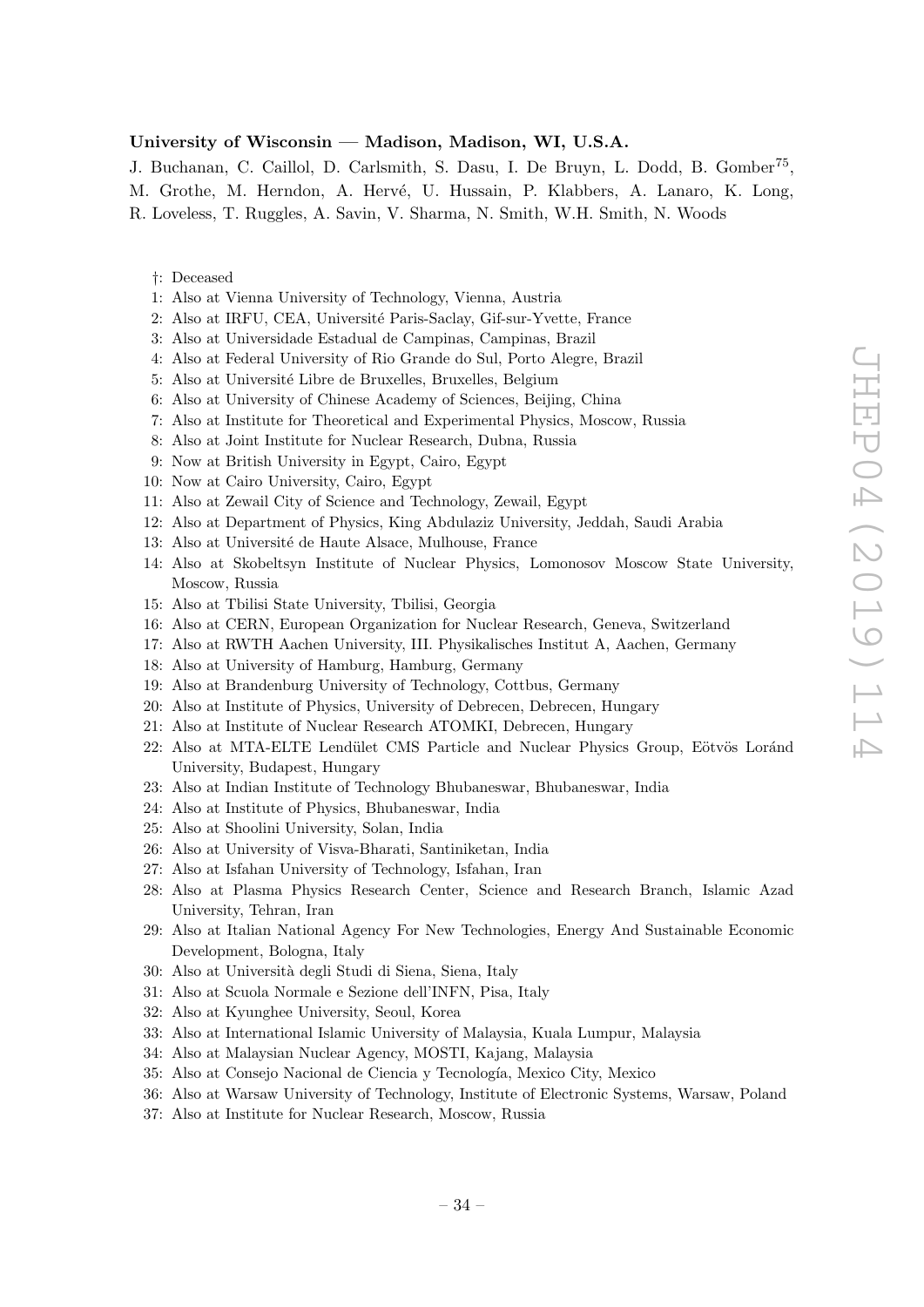**University of Wisconsin — Madison, Madison, WI, U.S.A.**

J. Buchanan, C. Caillol, D. Carlsmith, S. Dasu, I. De Bruyn, L. Dodd, B. Gomber[75], M. Grothe, M. Herndon, A. Hervé, U. Hussain, P. Klabbers, A. Lanaro, K. Long, R. Loveless, T. Ruggles, A. Savin, V. Sharma, N. Smith, W.H. Smith, N. Woods

†: Deceased

1: Also at Vienna University of Technology, Vienna, Austria
2: Also at IRFU, CEA, Université Paris-Saclay, Gif-sur-Yvette, France
3: Also at Universidade Estadual de Campinas, Campinas, Brazil
4: Also at Federal University of Rio Grande do Sul, Porto Alegre, Brazil
5: Also at Université Libre de Bruxelles, Bruxelles, Belgium
6: Also at University of Chinese Academy of Sciences, Beijing, China
7: Also at Institute for Theoretical and Experimental Physics, Moscow, Russia
8: Also at Joint Institute for Nuclear Research, Dubna, Russia
9: Now at British University in Egypt, Cairo, Egypt
10: Now at Cairo University, Cairo, Egypt
11: Also at Zewail City of Science and Technology, Zewail, Egypt
12: Also at Department of Physics, King Abdulaziz University, Jeddah, Saudi Arabia
13: Also at Université de Haute Alsace, Mulhouse, France
14: Also at Skobeltsyn Institute of Nuclear Physics, Lomonosov Moscow State University, Moscow, Russia
15: Also at Tbilisi State University, Tbilisi, Georgia
16: Also at CERN, European Organization for Nuclear Research, Geneva, Switzerland
17: Also at RWTH Aachen University, III. Physikalisches Institut A, Aachen, Germany
18: Also at University of Hamburg, Hamburg, Germany
19: Also at Brandenburg University of Technology, Cottbus, Germany
20: Also at Institute of Physics, University of Debrecen, Debrecen, Hungary
21: Also at Institute of Nuclear Research ATOMKI, Debrecen, Hungary
22: Also at MTA-ELTE Lendület CMS Particle and Nuclear Physics Group, Eötvös Loránd University, Budapest, Hungary
23: Also at Indian Institute of Technology Bhubaneswar, Bhubaneswar, India
24: Also at Institute of Physics, Bhubaneswar, India
25: Also at Shoolini University, Solan, India
26: Also at University of Visva-Bharati, Santiniketan, India
27: Also at Isfahan University of Technology, Isfahan, Iran
28: Also at Plasma Physics Research Center, Science and Research Branch, Islamic Azad University, Tehran, Iran
29: Also at Italian National Agency For New Technologies, Energy And Sustainable Economic Development, Bologna, Italy
30: Also at Università degli Studi di Siena, Siena, Italy
31: Also at Scuola Normale e Sezione dell'INFN, Pisa, Italy
32: Also at Kyunghee University, Seoul, Korea
33: Also at International Islamic University of Malaysia, Kuala Lumpur, Malaysia
34: Also at Malaysian Nuclear Agency, MOSTI, Kajang, Malaysia
35: Also at Consejo Nacional de Ciencia y Tecnología, Mexico City, Mexico
36: Also at Warsaw University of Technology, Institute of Electronic Systems, Warsaw, Poland
37: Also at Institute for Nuclear Research, Moscow, Russia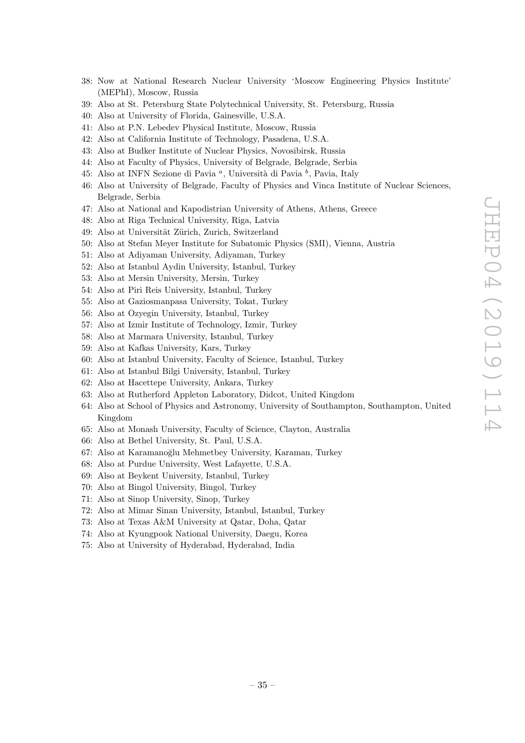38: Now at National Research Nuclear University 'Moscow Engineering Physics Institute' (MEPhI), Moscow, Russia
39: Also at St. Petersburg State Polytechnical University, St. Petersburg, Russia
40: Also at University of Florida, Gainesville, U.S.A.
41: Also at P.N. Lebedev Physical Institute, Moscow, Russia
42: Also at California Institute of Technology, Pasadena, U.S.A.
43: Also at Budker Institute of Nuclear Physics, Novosibirsk, Russia
44: Also at Faculty of Physics, University of Belgrade, Belgrade, Serbia
45: Also at INFN Sezione di Pavia [a], Università di Pavia [b], Pavia, Italy
46: Also at University of Belgrade, Faculty of Physics and Vinca Institute of Nuclear Sciences, Belgrade, Serbia
47: Also at National and Kapodistrian University of Athens, Athens, Greece
48: Also at Riga Technical University, Riga, Latvia
49: Also at Universität Zürich, Zurich, Switzerland
50: Also at Stefan Meyer Institute for Subatomic Physics (SMI), Vienna, Austria
51: Also at Adiyaman University, Adiyaman, Turkey
52: Also at Istanbul Aydin University, Istanbul, Turkey
53: Also at Mersin University, Mersin, Turkey
54: Also at Piri Reis University, Istanbul, Turkey
55: Also at Gaziosmanpasa University, Tokat, Turkey
56: Also at Ozyegin University, Istanbul, Turkey
57: Also at Izmir Institute of Technology, Izmir, Turkey
58: Also at Marmara University, Istanbul, Turkey
59: Also at Kafkas University, Kars, Turkey
60: Also at Istanbul University, Faculty of Science, Istanbul, Turkey
61: Also at Istanbul Bilgi University, Istanbul, Turkey
62: Also at Hacettepe University, Ankara, Turkey
63: Also at Rutherford Appleton Laboratory, Didcot, United Kingdom
64: Also at School of Physics and Astronomy, University of Southampton, Southampton, United Kingdom
65: Also at Monash University, Faculty of Science, Clayton, Australia
66: Also at Bethel University, St. Paul, U.S.A.
67: Also at Karamanoğlu Mehmetbey University, Karaman, Turkey
68: Also at Purdue University, West Lafayette, U.S.A.
69: Also at Beykent University, Istanbul, Turkey
70: Also at Bingol University, Bingol, Turkey
71: Also at Sinop University, Sinop, Turkey
72: Also at Mimar Sinan University, Istanbul, Istanbul, Turkey
73: Also at Texas A&M University at Qatar, Doha, Qatar
74: Also at Kyungpook National University, Daegu, Korea
75: Also at University of Hyderabad, Hyderabad, India